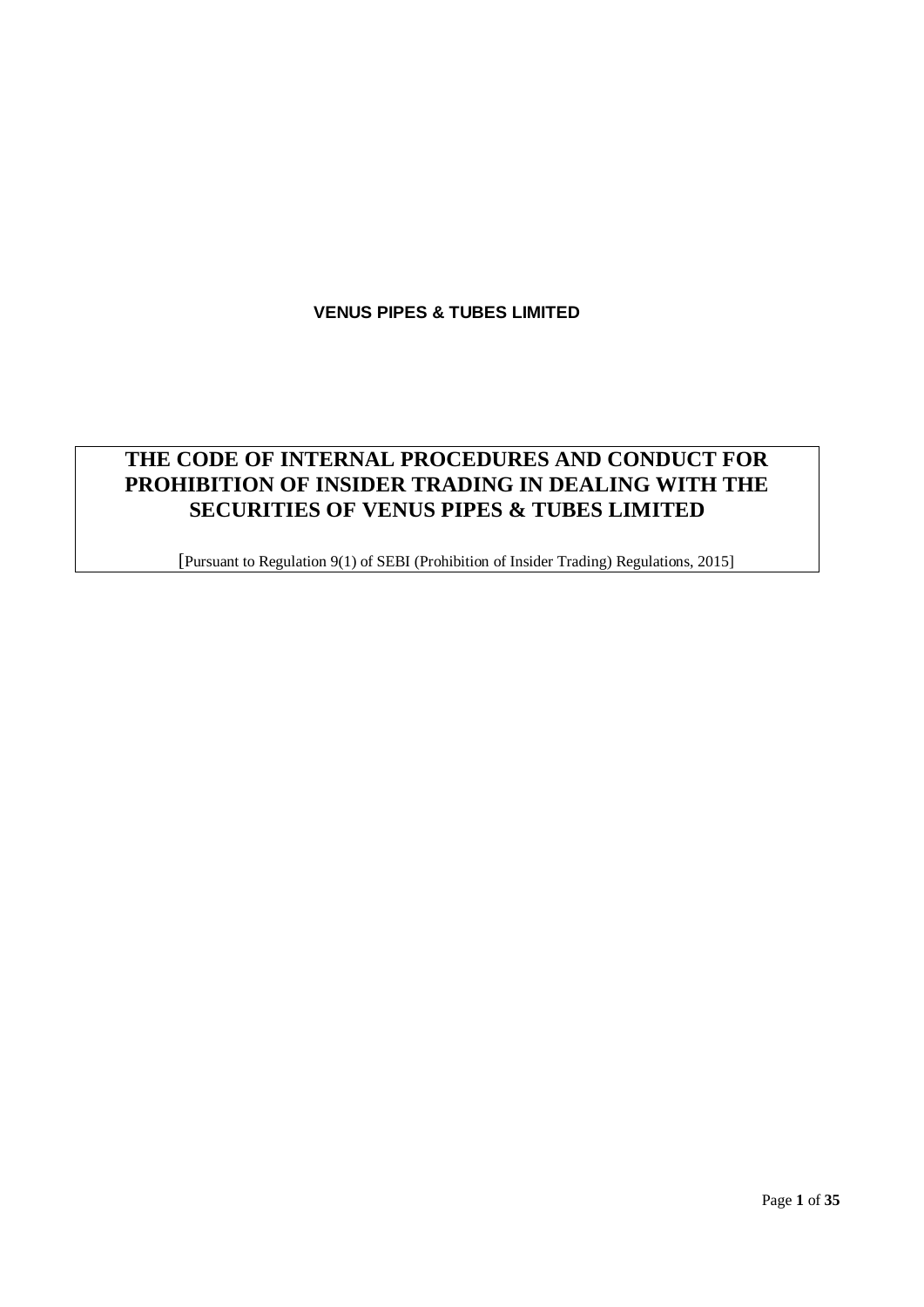**VENUS PIPES & TUBES LIMITED**

# THE CODE OF INTERNAL PROCEDURES AND CONDUCT FOR PROHIBITION OF INSIDER TRADING IN DEALING WITH THE SECURITIES OF VENUS PIPES & TUBES LIMITED

[Pursuant to Regulation 9(1) of SEBI (Prohibition of Insider Trading) Regulations, 2015]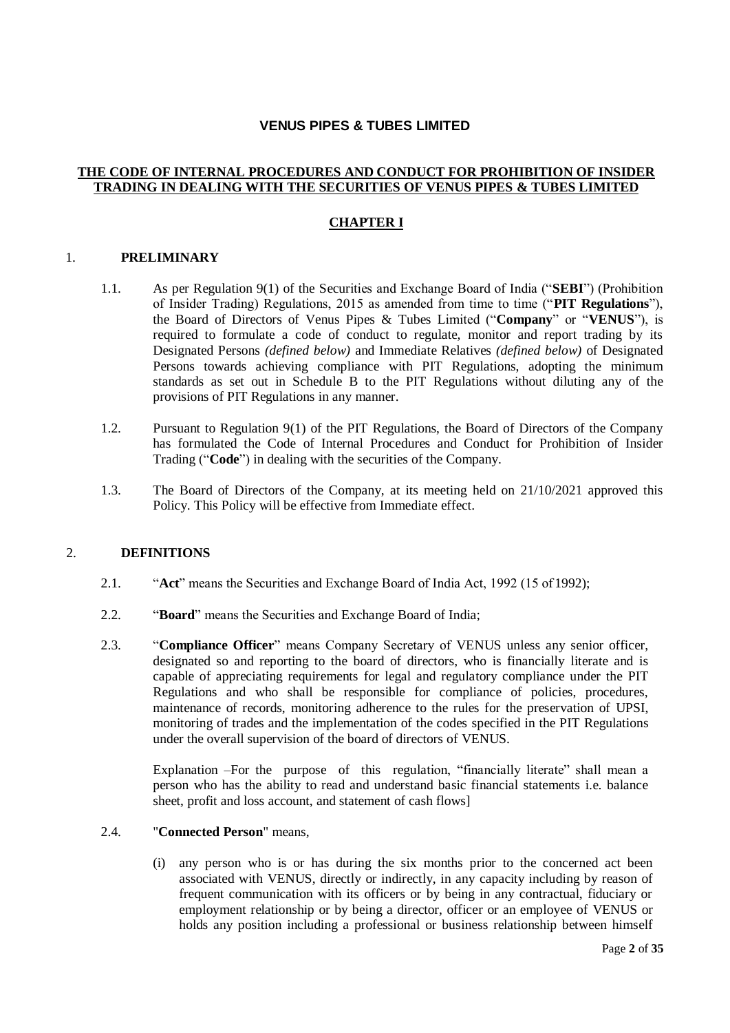# VENUS PIPES & TUBES LIMITED

## THE CODE OF INTERNAL PROCEDURES AND CONDUCT FOR PROHIBITION OF INSIDER TRADING IN DEALING WITH THE SECURITIES OF VENUS PIPES & TUBES LIMITED

## CHAPTER I

### 1. PRELIMINARY

1.1. As per Regulation 9(1) of the Securities and Exchange Board of India ("**SEBI**") (Prohibition of Insider Trading) Regulations, 2015 as amended from time to time ("**PIT Regulations**"), the Board of Directors of Venus Pipes & Tubes Limited ("**Company**" or "**VENUS**"), is required to formulate a code of conduct to regulate, monitor and report trading by its Designated Persons *(defined below)* and Immediate Relatives *(defined below)* of Designated Persons towards achieving compliance with PIT Regulations, adopting the minimum standards as set out in Schedule B to the PIT Regulations without diluting any of the provisions of PIT Regulations in any manner.

1.2. Pursuant to Regulation 9(1) of the PIT Regulations, the Board of Directors of the Company has formulated the Code of Internal Procedures and Conduct for Prohibition of Insider Trading ("**Code**") in dealing with the securities of the Company.

1.3. The Board of Directors of the Company, at its meeting held on 21/10/2021 approved this Policy. This Policy will be effective from Immediate effect.

### 2. DEFINITIONS

2.1. "**Act**" means the Securities and Exchange Board of India Act, 1992 (15 of 1992);

2.2. "**Board**" means the Securities and Exchange Board of India;

2.3. "**Compliance Officer**" means Company Secretary of VENUS unless any senior officer, designated so and reporting to the board of directors, who is financially literate and is capable of appreciating requirements for legal and regulatory compliance under the PIT Regulations and who shall be responsible for compliance of policies, procedures, maintenance of records, monitoring adherence to the rules for the preservation of UPSI, monitoring of trades and the implementation of the codes specified in the PIT Regulations under the overall supervision of the board of directors of VENUS.

Explanation –For the purpose of this regulation, "financially literate" shall mean a person who has the ability to read and understand basic financial statements i.e. balance sheet, profit and loss account, and statement of cash flows]

2.4. "**Connected Person**" means,

(i) any person who is or has during the six months prior to the concerned act been associated with VENUS, directly or indirectly, in any capacity including by reason of frequent communication with its officers or by being in any contractual, fiduciary or employment relationship or by being a director, officer or an employee of VENUS or holds any position including a professional or business relationship between himself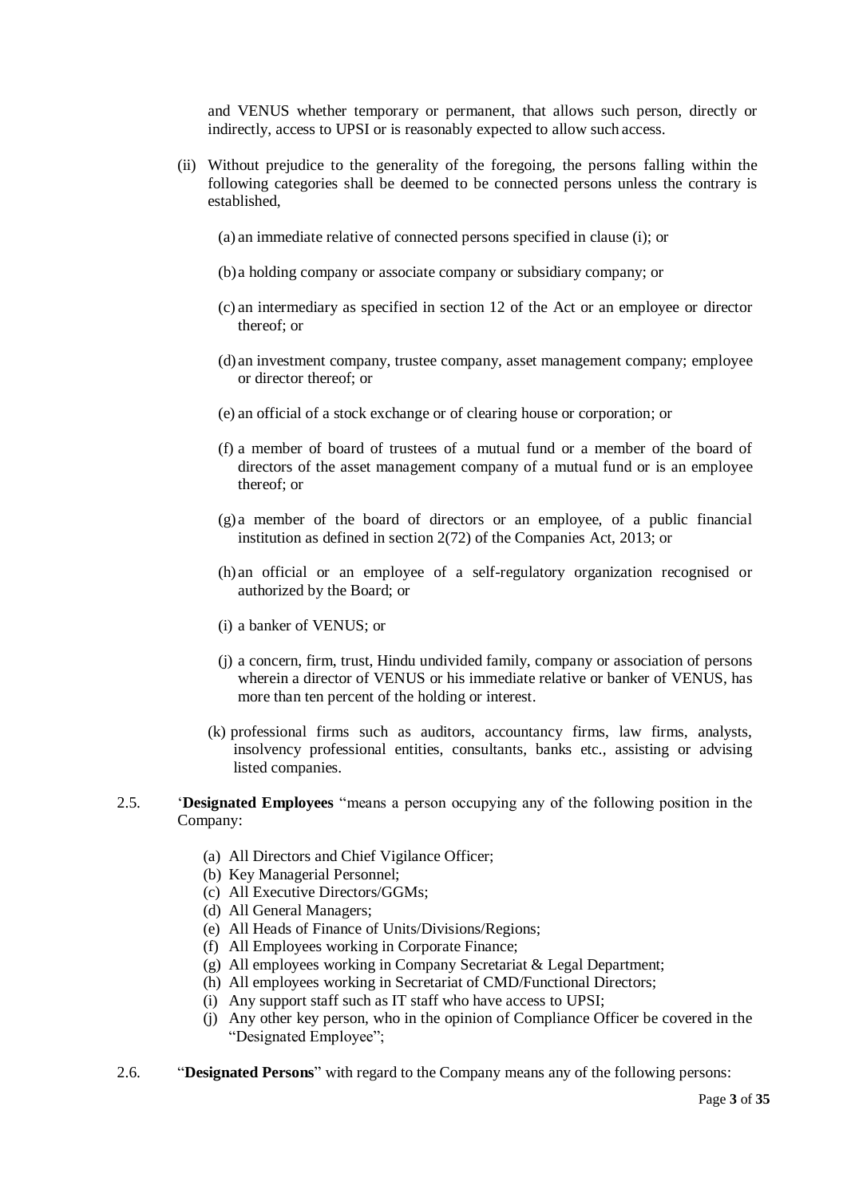and VENUS whether temporary or permanent, that allows such person, directly or indirectly, access to UPSI or is reasonably expected to allow such access.

(ii) Without prejudice to the generality of the foregoing, the persons falling within the following categories shall be deemed to be connected persons unless the contrary is established,

(a) an immediate relative of connected persons specified in clause (i); or

(b) a holding company or associate company or subsidiary company; or

(c) an intermediary as specified in section 12 of the Act or an employee or director thereof; or

(d) an investment company, trustee company, asset management company; employee or director thereof; or

(e) an official of a stock exchange or of clearing house or corporation; or

(f) a member of board of trustees of a mutual fund or a member of the board of directors of the asset management company of a mutual fund or is an employee thereof; or

(g) a member of the board of directors or an employee, of a public financial institution as defined in section 2(72) of the Companies Act, 2013; or

(h) an official or an employee of a self-regulatory organization recognised or authorized by the Board; or

(i) a banker of VENUS; or

(j) a concern, firm, trust, Hindu undivided family, company or association of persons wherein a director of VENUS or his immediate relative or banker of VENUS, has more than ten percent of the holding or interest.

(k) professional firms such as auditors, accountancy firms, law firms, analysts, insolvency professional entities, consultants, banks etc., assisting or advising listed companies.

2.5. '**Designated Employees** "means a person occupying any of the following position in the Company:

(a) All Directors and Chief Vigilance Officer;
(b) Key Managerial Personnel;
(c) All Executive Directors/GGMs;
(d) All General Managers;
(e) All Heads of Finance of Units/Divisions/Regions;
(f) All Employees working in Corporate Finance;
(g) All employees working in Company Secretariat & Legal Department;
(h) All employees working in Secretariat of CMD/Functional Directors;
(i) Any support staff such as IT staff who have access to UPSI;
(j) Any other key person, who in the opinion of Compliance Officer be covered in the "Designated Employee";

2.6. "**Designated Persons**" with regard to the Company means any of the following persons: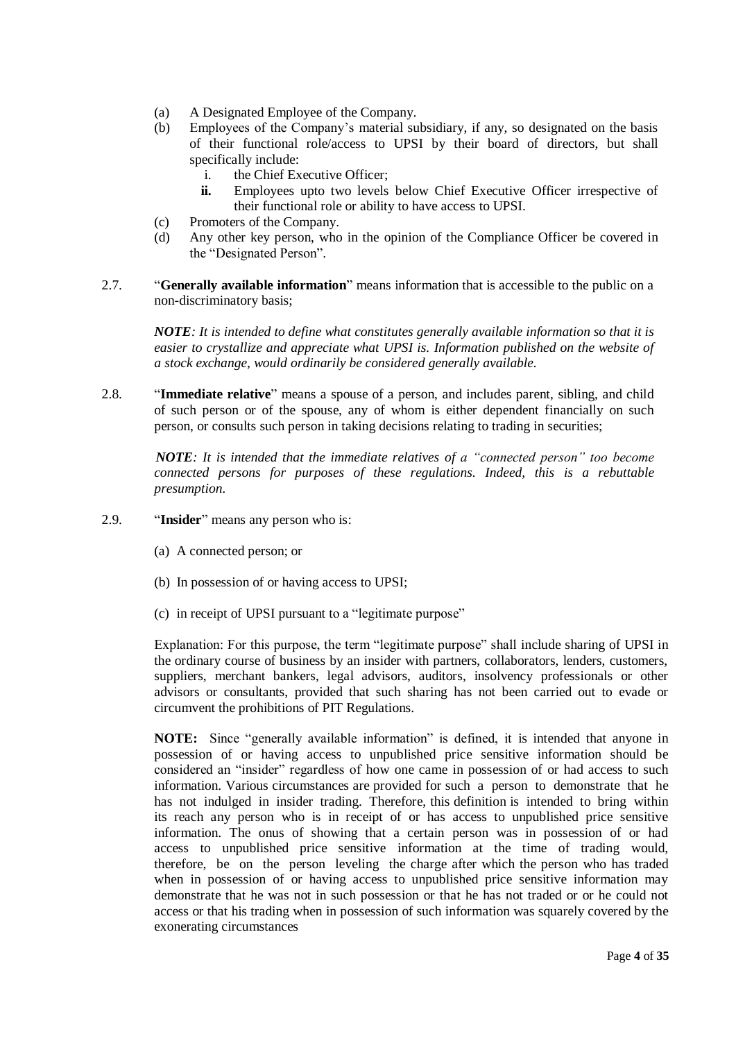(a) A Designated Employee of the Company.

(b) Employees of the Company's material subsidiary, if any, so designated on the basis of their functional role/access to UPSI by their board of directors, but shall specifically include:

  i. the Chief Executive Officer;

  **ii.** Employees upto two levels below Chief Executive Officer irrespective of their functional role or ability to have access to UPSI.

(c) Promoters of the Company.

(d) Any other key person, who in the opinion of the Compliance Officer be covered in the "Designated Person".

2.7. "**Generally available information**" means information that is accessible to the public on a non-discriminatory basis;

*__NOTE__: It is intended to define what constitutes generally available information so that it is easier to crystallize and appreciate what UPSI is. Information published on the website of a stock exchange, would ordinarily be considered generally available.*

2.8. "**Immediate relative**" means a spouse of a person, and includes parent, sibling, and child of such person or of the spouse, any of whom is either dependent financially on such person, or consults such person in taking decisions relating to trading in securities;

*__NOTE__: It is intended that the immediate relatives of a "connected person" too become connected persons for purposes of these regulations. Indeed, this is a rebuttable presumption.*

2.9. "**Insider**" means any person who is:

(a) A connected person; or

(b) In possession of or having access to UPSI;

(c) in receipt of UPSI pursuant to a "legitimate purpose"

Explanation: For this purpose, the term "legitimate purpose" shall include sharing of UPSI in the ordinary course of business by an insider with partners, collaborators, lenders, customers, suppliers, merchant bankers, legal advisors, auditors, insolvency professionals or other advisors or consultants, provided that such sharing has not been carried out to evade or circumvent the prohibitions of PIT Regulations.

**NOTE:** Since "generally available information" is defined, it is intended that anyone in possession of or having access to unpublished price sensitive information should be considered an "insider" regardless of how one came in possession of or had access to such information. Various circumstances are provided for such a person to demonstrate that he has not indulged in insider trading. Therefore, this definition is intended to bring within its reach any person who is in receipt of or has access to unpublished price sensitive information. The onus of showing that a certain person was in possession of or had access to unpublished price sensitive information at the time of trading would, therefore, be on the person leveling the charge after which the person who has traded when in possession of or having access to unpublished price sensitive information may demonstrate that he was not in such possession or that he has not traded or or he could not access or that his trading when in possession of such information was squarely covered by the exonerating circumstances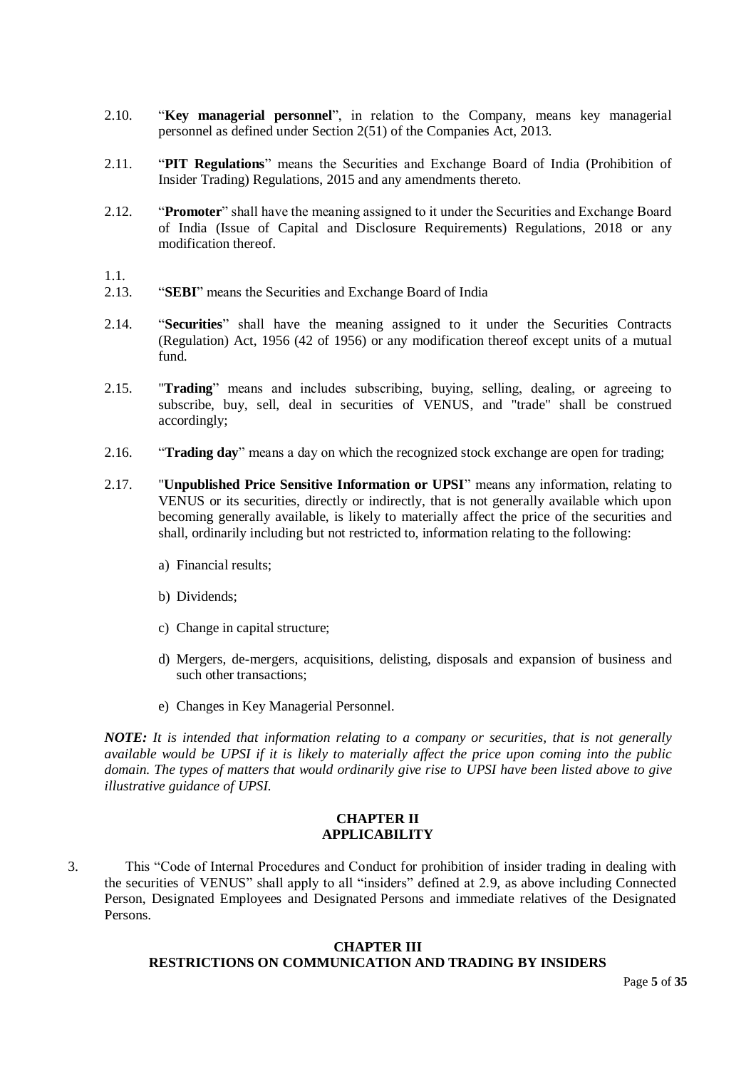2.10. "**Key managerial personnel**", in relation to the Company, means key managerial personnel as defined under Section 2(51) of the Companies Act, 2013.

2.11. "**PIT Regulations**" means the Securities and Exchange Board of India (Prohibition of Insider Trading) Regulations, 2015 and any amendments thereto.

2.12. "**Promoter**" shall have the meaning assigned to it under the Securities and Exchange Board of India (Issue of Capital and Disclosure Requirements) Regulations, 2018 or any modification thereof.

1.1.

2.13. "**SEBI**" means the Securities and Exchange Board of India

2.14. "**Securities**" shall have the meaning assigned to it under the Securities Contracts (Regulation) Act, 1956 (42 of 1956) or any modification thereof except units of a mutual fund.

2.15. "**Trading**" means and includes subscribing, buying, selling, dealing, or agreeing to subscribe, buy, sell, deal in securities of VENUS, and "trade" shall be construed accordingly;

2.16. "**Trading day**" means a day on which the recognized stock exchange are open for trading;

2.17. "**Unpublished Price Sensitive Information or UPSI**" means any information, relating to VENUS or its securities, directly or indirectly, that is not generally available which upon becoming generally available, is likely to materially affect the price of the securities and shall, ordinarily including but not restricted to, information relating to the following:

a) Financial results;

b) Dividends;

c) Change in capital structure;

d) Mergers, de-mergers, acquisitions, delisting, disposals and expansion of business and such other transactions;

e) Changes in Key Managerial Personnel.

***NOTE:*** *It is intended that information relating to a company or securities, that is not generally available would be UPSI if it is likely to materially affect the price upon coming into the public domain. The types of matters that would ordinarily give rise to UPSI have been listed above to give illustrative guidance of UPSI.*

## CHAPTER II
## APPLICABILITY

3. This "Code of Internal Procedures and Conduct for prohibition of insider trading in dealing with the securities of VENUS" shall apply to all "insiders" defined at 2.9, as above including Connected Person, Designated Employees and Designated Persons and immediate relatives of the Designated Persons.

## CHAPTER III
## RESTRICTIONS ON COMMUNICATION AND TRADING BY INSIDERS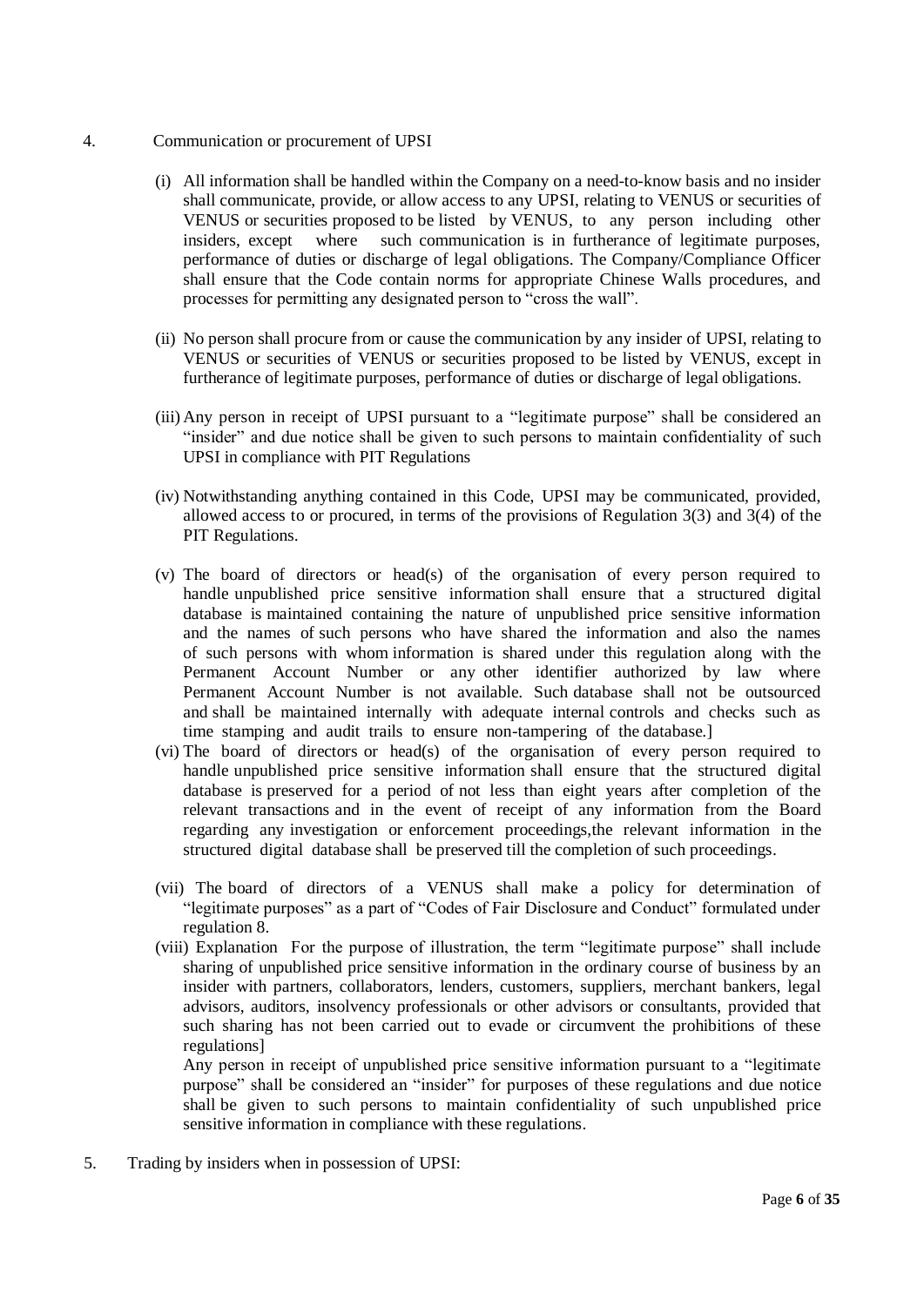4. Communication or procurement of UPSI

(i) All information shall be handled within the Company on a need-to-know basis and no insider shall communicate, provide, or allow access to any UPSI, relating to VENUS or securities of VENUS or securities proposed to be listed by VENUS, to any person including other insiders, except where such communication is in furtherance of legitimate purposes, performance of duties or discharge of legal obligations. The Company/Compliance Officer shall ensure that the Code contain norms for appropriate Chinese Walls procedures, and processes for permitting any designated person to "cross the wall".

(ii) No person shall procure from or cause the communication by any insider of UPSI, relating to VENUS or securities of VENUS or securities proposed to be listed by VENUS, except in furtherance of legitimate purposes, performance of duties or discharge of legal obligations.

(iii) Any person in receipt of UPSI pursuant to a "legitimate purpose" shall be considered an "insider" and due notice shall be given to such persons to maintain confidentiality of such UPSI in compliance with PIT Regulations

(iv) Notwithstanding anything contained in this Code, UPSI may be communicated, provided, allowed access to or procured, in terms of the provisions of Regulation 3(3) and 3(4) of the PIT Regulations.

(v) The board of directors or head(s) of the organisation of every person required to handle unpublished price sensitive information shall ensure that a structured digital database is maintained containing the nature of unpublished price sensitive information and the names of such persons who have shared the information and also the names of such persons with whom information is shared under this regulation along with the Permanent Account Number or any other identifier authorized by law where Permanent Account Number is not available. Such database shall not be outsourced and shall be maintained internally with adequate internal controls and checks such as time stamping and audit trails to ensure non-tampering of the database.]

(vi) The board of directors or head(s) of the organisation of every person required to handle unpublished price sensitive information shall ensure that the structured digital database is preserved for a period of not less than eight years after completion of the relevant transactions and in the event of receipt of any information from the Board regarding any investigation or enforcement proceedings,the relevant information in the structured digital database shall be preserved till the completion of such proceedings.

(vii) The board of directors of a VENUS shall make a policy for determination of "legitimate purposes" as a part of "Codes of Fair Disclosure and Conduct" formulated under regulation 8.

(viii) Explanation For the purpose of illustration, the term "legitimate purpose" shall include sharing of unpublished price sensitive information in the ordinary course of business by an insider with partners, collaborators, lenders, customers, suppliers, merchant bankers, legal advisors, auditors, insolvency professionals or other advisors or consultants, provided that such sharing has not been carried out to evade or circumvent the prohibitions of these regulations]

Any person in receipt of unpublished price sensitive information pursuant to a "legitimate purpose" shall be considered an "insider" for purposes of these regulations and due notice shall be given to such persons to maintain confidentiality of such unpublished price sensitive information in compliance with these regulations.

5. Trading by insiders when in possession of UPSI: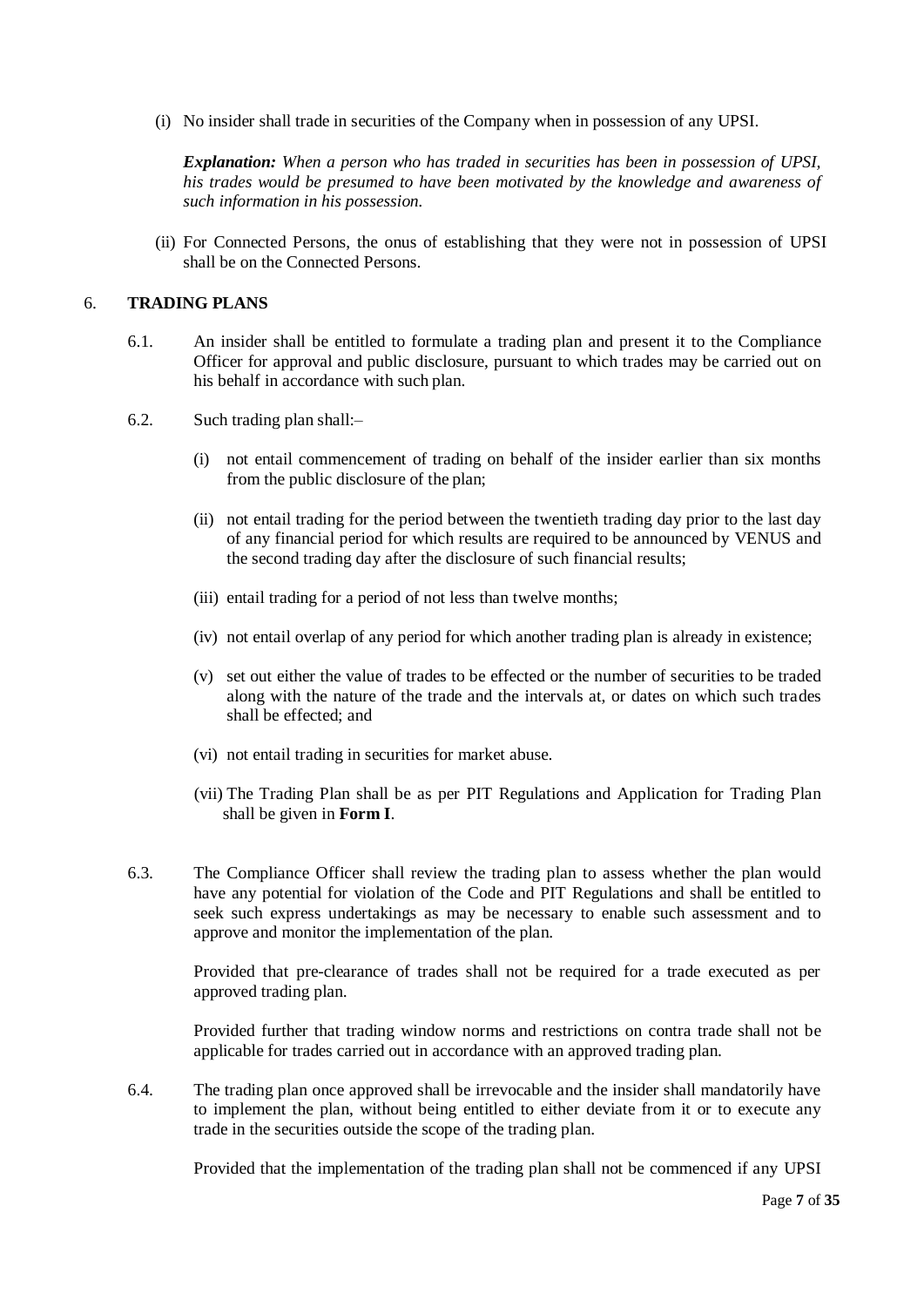(i) No insider shall trade in securities of the Company when in possession of any UPSI.

***Explanation:*** *When a person who has traded in securities has been in possession of UPSI, his trades would be presumed to have been motivated by the knowledge and awareness of such information in his possession.*

(ii) For Connected Persons, the onus of establishing that they were not in possession of UPSI shall be on the Connected Persons.

## 6. TRADING PLANS

6.1. An insider shall be entitled to formulate a trading plan and present it to the Compliance Officer for approval and public disclosure, pursuant to which trades may be carried out on his behalf in accordance with such plan.

6.2. Such trading plan shall:–

(i) not entail commencement of trading on behalf of the insider earlier than six months from the public disclosure of the plan;

(ii) not entail trading for the period between the twentieth trading day prior to the last day of any financial period for which results are required to be announced by VENUS and the second trading day after the disclosure of such financial results;

(iii) entail trading for a period of not less than twelve months;

(iv) not entail overlap of any period for which another trading plan is already in existence;

(v) set out either the value of trades to be effected or the number of securities to be traded along with the nature of the trade and the intervals at, or dates on which such trades shall be effected; and

(vi) not entail trading in securities for market abuse.

(vii) The Trading Plan shall be as per PIT Regulations and Application for Trading Plan shall be given in **Form I**.

6.3. The Compliance Officer shall review the trading plan to assess whether the plan would have any potential for violation of the Code and PIT Regulations and shall be entitled to seek such express undertakings as may be necessary to enable such assessment and to approve and monitor the implementation of the plan.

Provided that pre-clearance of trades shall not be required for a trade executed as per approved trading plan.

Provided further that trading window norms and restrictions on contra trade shall not be applicable for trades carried out in accordance with an approved trading plan.

6.4. The trading plan once approved shall be irrevocable and the insider shall mandatorily have to implement the plan, without being entitled to either deviate from it or to execute any trade in the securities outside the scope of the trading plan.

Provided that the implementation of the trading plan shall not be commenced if any UPSI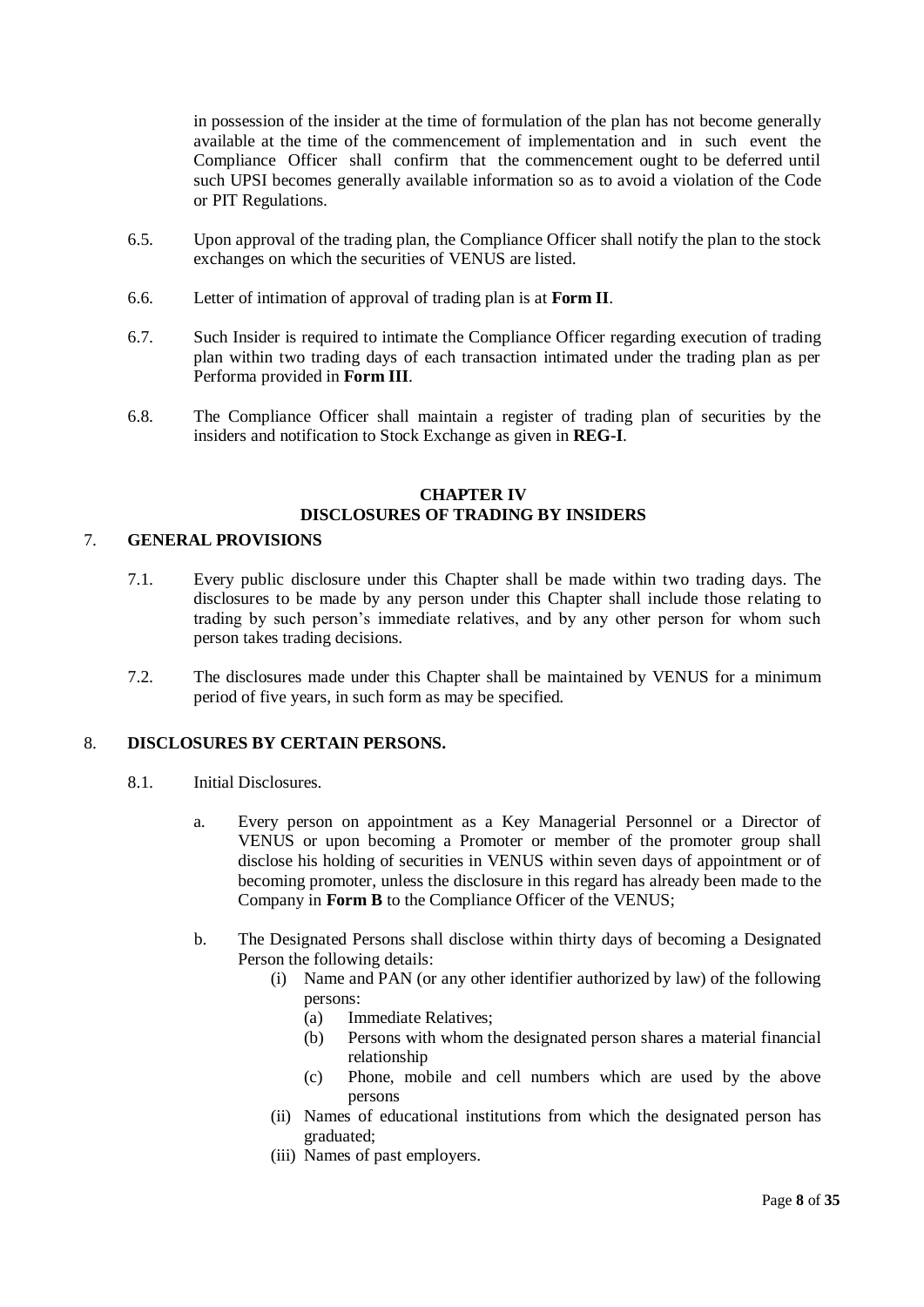in possession of the insider at the time of formulation of the plan has not become generally available at the time of the commencement of implementation and in such event the Compliance Officer shall confirm that the commencement ought to be deferred until such UPSI becomes generally available information so as to avoid a violation of the Code or PIT Regulations.

6.5. Upon approval of the trading plan, the Compliance Officer shall notify the plan to the stock exchanges on which the securities of VENUS are listed.

6.6. Letter of intimation of approval of trading plan is at **Form II**.

6.7. Such Insider is required to intimate the Compliance Officer regarding execution of trading plan within two trading days of each transaction intimated under the trading plan as per Performa provided in **Form III**.

6.8. The Compliance Officer shall maintain a register of trading plan of securities by the insiders and notification to Stock Exchange as given in **REG-I**.

## CHAPTER IV
## DISCLOSURES OF TRADING BY INSIDERS

### 7. GENERAL PROVISIONS

7.1. Every public disclosure under this Chapter shall be made within two trading days. The disclosures to be made by any person under this Chapter shall include those relating to trading by such person's immediate relatives, and by any other person for whom such person takes trading decisions.

7.2. The disclosures made under this Chapter shall be maintained by VENUS for a minimum period of five years, in such form as may be specified.

### 8. DISCLOSURES BY CERTAIN PERSONS.

8.1. Initial Disclosures.

a. Every person on appointment as a Key Managerial Personnel or a Director of VENUS or upon becoming a Promoter or member of the promoter group shall disclose his holding of securities in VENUS within seven days of appointment or of becoming promoter, unless the disclosure in this regard has already been made to the Company in **Form B** to the Compliance Officer of the VENUS;

b. The Designated Persons shall disclose within thirty days of becoming a Designated Person the following details:
   - (i) Name and PAN (or any other identifier authorized by law) of the following persons:
     - (a) Immediate Relatives;
     - (b) Persons with whom the designated person shares a material financial relationship
     - (c) Phone, mobile and cell numbers which are used by the above persons
   - (ii) Names of educational institutions from which the designated person has graduated;
   - (iii) Names of past employers.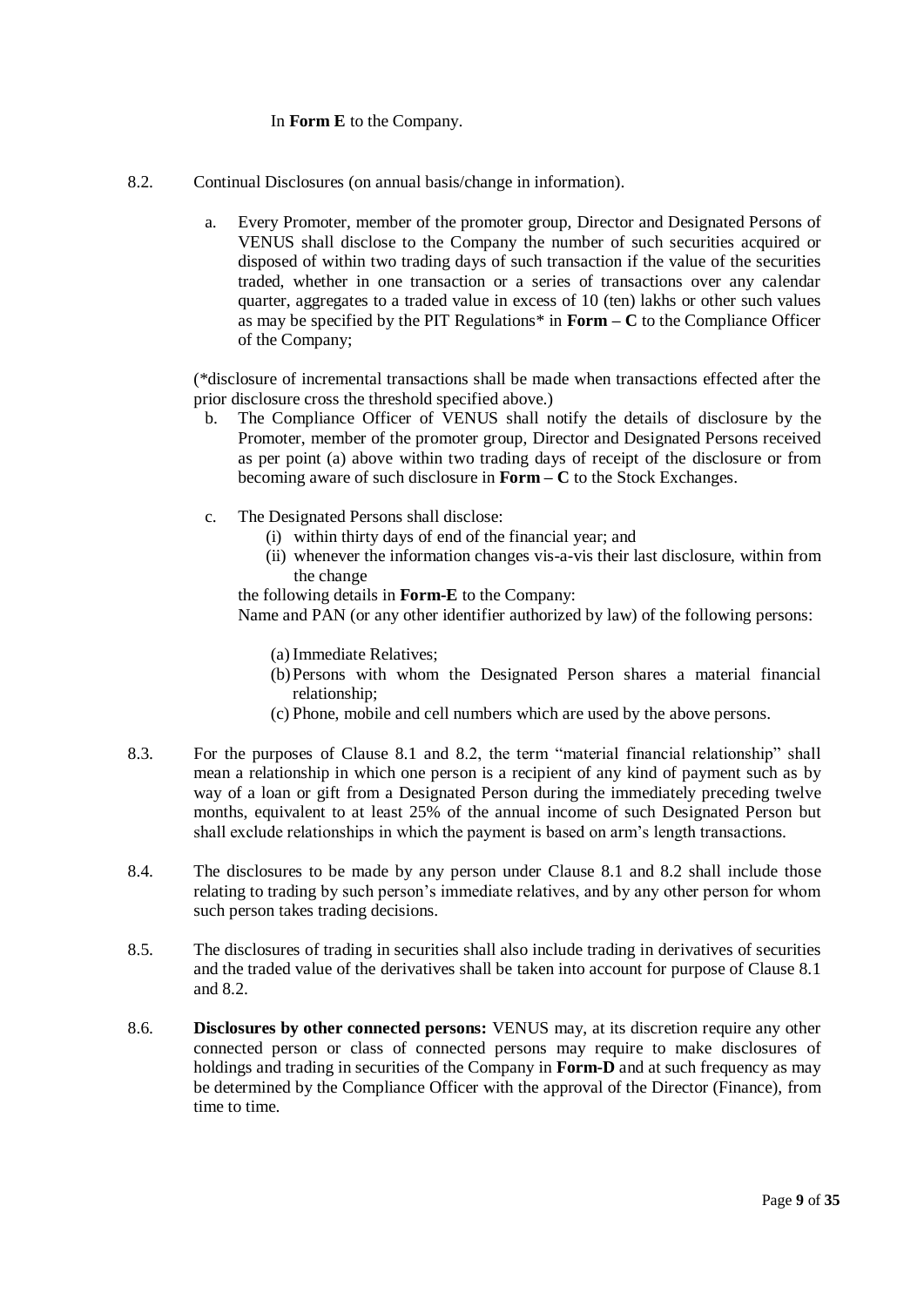In **Form E** to the Company.

8.2. Continual Disclosures (on annual basis/change in information).

a. Every Promoter, member of the promoter group, Director and Designated Persons of VENUS shall disclose to the Company the number of such securities acquired or disposed of within two trading days of such transaction if the value of the securities traded, whether in one transaction or a series of transactions over any calendar quarter, aggregates to a traded value in excess of 10 (ten) lakhs or other such values as may be specified by the PIT Regulations* in **Form – C** to the Compliance Officer of the Company;

(*disclosure of incremental transactions shall be made when transactions effected after the prior disclosure cross the threshold specified above.)

b. The Compliance Officer of VENUS shall notify the details of disclosure by the Promoter, member of the promoter group, Director and Designated Persons received as per point (a) above within two trading days of receipt of the disclosure or from becoming aware of such disclosure in **Form – C** to the Stock Exchanges.

c. The Designated Persons shall disclose:
   (i) within thirty days of end of the financial year; and
   (ii) whenever the information changes vis-a-vis their last disclosure, within from the change

   the following details in **Form-E** to the Company:
   Name and PAN (or any other identifier authorized by law) of the following persons:

   (a) Immediate Relatives;
   (b) Persons with whom the Designated Person shares a material financial relationship;
   (c) Phone, mobile and cell numbers which are used by the above persons.

8.3. For the purposes of Clause 8.1 and 8.2, the term "material financial relationship" shall mean a relationship in which one person is a recipient of any kind of payment such as by way of a loan or gift from a Designated Person during the immediately preceding twelve months, equivalent to at least 25% of the annual income of such Designated Person but shall exclude relationships in which the payment is based on arm's length transactions.

8.4. The disclosures to be made by any person under Clause 8.1 and 8.2 shall include those relating to trading by such person's immediate relatives, and by any other person for whom such person takes trading decisions.

8.5. The disclosures of trading in securities shall also include trading in derivatives of securities and the traded value of the derivatives shall be taken into account for purpose of Clause 8.1 and 8.2.

8.6. **Disclosures by other connected persons:** VENUS may, at its discretion require any other connected person or class of connected persons may require to make disclosures of holdings and trading in securities of the Company in **Form-D** and at such frequency as may be determined by the Compliance Officer with the approval of the Director (Finance), from time to time.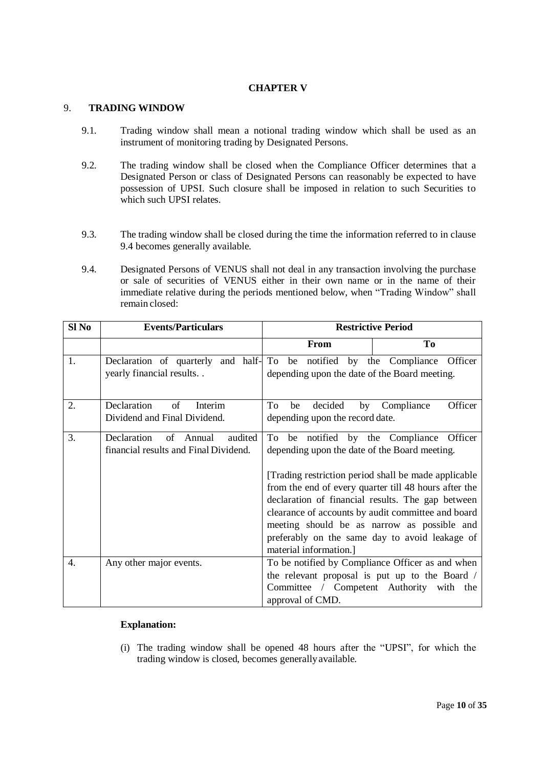**CHAPTER V**

9. **TRADING WINDOW**

9.1. Trading window shall mean a notional trading window which shall be used as an instrument of monitoring trading by Designated Persons.

9.2. The trading window shall be closed when the Compliance Officer determines that a Designated Person or class of Designated Persons can reasonably be expected to have possession of UPSI. Such closure shall be imposed in relation to such Securities to which such UPSI relates.

9.3. The trading window shall be closed during the time the information referred to in clause 9.4 becomes generally available.

9.4. Designated Persons of VENUS shall not deal in any transaction involving the purchase or sale of securities of VENUS either in their own name or in the name of their immediate relative during the periods mentioned below, when "Trading Window" shall remain closed:

| Sl No | Events/Particulars | Restrictive Period | |
|---|---|---|---|
| | | **From** | **To** |
| 1. | Declaration of quarterly and half-yearly financial results. . | To be notified by the Compliance Officer depending upon the date of the Board meeting. | |
| 2. | Declaration of Interim Dividend and Final Dividend. | To be decided by Compliance Officer depending upon the record date. | |
| 3. | Declaration of Annual audited financial results and Final Dividend. | To be notified by the Compliance Officer depending upon the date of the Board meeting.<br><br>[Trading restriction period shall be made applicable from the end of every quarter till 48 hours after the declaration of financial results. The gap between clearance of accounts by audit committee and board meeting should be as narrow as possible and preferably on the same day to avoid leakage of material information.] | |
| 4. | Any other major events. | To be notified by Compliance Officer as and when the relevant proposal is put up to the Board / Committee / Competent Authority with the approval of CMD. | |

**Explanation:**

(i) The trading window shall be opened 48 hours after the "UPSI", for which the trading window is closed, becomes generally available.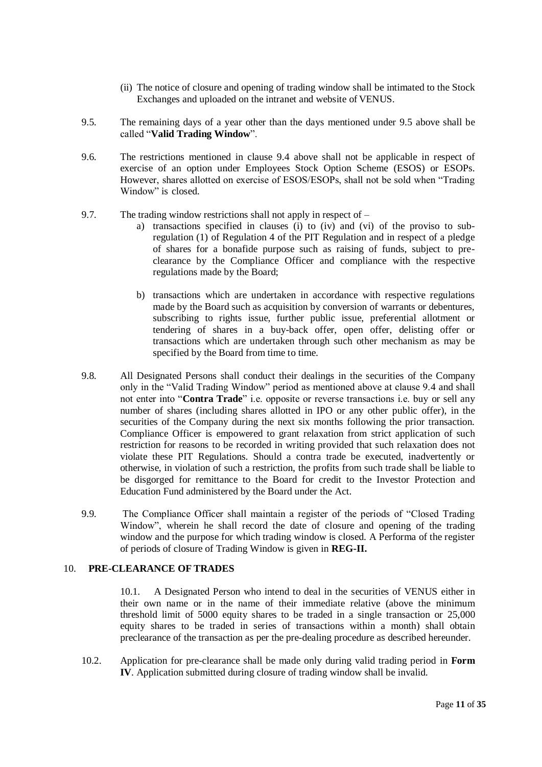(ii) The notice of closure and opening of trading window shall be intimated to the Stock Exchanges and uploaded on the intranet and website of VENUS.

9.5. The remaining days of a year other than the days mentioned under 9.5 above shall be called "**Valid Trading Window**".

9.6. The restrictions mentioned in clause 9.4 above shall not be applicable in respect of exercise of an option under Employees Stock Option Scheme (ESOS) or ESOPs. However, shares allotted on exercise of ESOS/ESOPs, shall not be sold when "Trading Window" is closed.

9.7. The trading window restrictions shall not apply in respect of –

a) transactions specified in clauses (i) to (iv) and (vi) of the proviso to sub-regulation (1) of Regulation 4 of the PIT Regulation and in respect of a pledge of shares for a bonafide purpose such as raising of funds, subject to pre-clearance by the Compliance Officer and compliance with the respective regulations made by the Board;

b) transactions which are undertaken in accordance with respective regulations made by the Board such as acquisition by conversion of warrants or debentures, subscribing to rights issue, further public issue, preferential allotment or tendering of shares in a buy-back offer, open offer, delisting offer or transactions which are undertaken through such other mechanism as may be specified by the Board from time to time.

9.8. All Designated Persons shall conduct their dealings in the securities of the Company only in the "Valid Trading Window" period as mentioned above at clause 9.4 and shall not enter into "**Contra Trade**" i.e. opposite or reverse transactions i.e. buy or sell any number of shares (including shares allotted in IPO or any other public offer), in the securities of the Company during the next six months following the prior transaction. Compliance Officer is empowered to grant relaxation from strict application of such restriction for reasons to be recorded in writing provided that such relaxation does not violate these PIT Regulations. Should a contra trade be executed, inadvertently or otherwise, in violation of such a restriction, the profits from such trade shall be liable to be disgorged for remittance to the Board for credit to the Investor Protection and Education Fund administered by the Board under the Act.

9.9. The Compliance Officer shall maintain a register of the periods of "Closed Trading Window", wherein he shall record the date of closure and opening of the trading window and the purpose for which trading window is closed. A Performa of the register of periods of closure of Trading Window is given in **REG-II.**

## 10. PRE-CLEARANCE OF TRADES

10.1. A Designated Person who intend to deal in the securities of VENUS either in their own name or in the name of their immediate relative (above the minimum threshold limit of 5000 equity shares to be traded in a single transaction or 25,000 equity shares to be traded in series of transactions within a month) shall obtain preclearance of the transaction as per the pre-dealing procedure as described hereunder.

10.2. Application for pre-clearance shall be made only during valid trading period in **Form IV**. Application submitted during closure of trading window shall be invalid.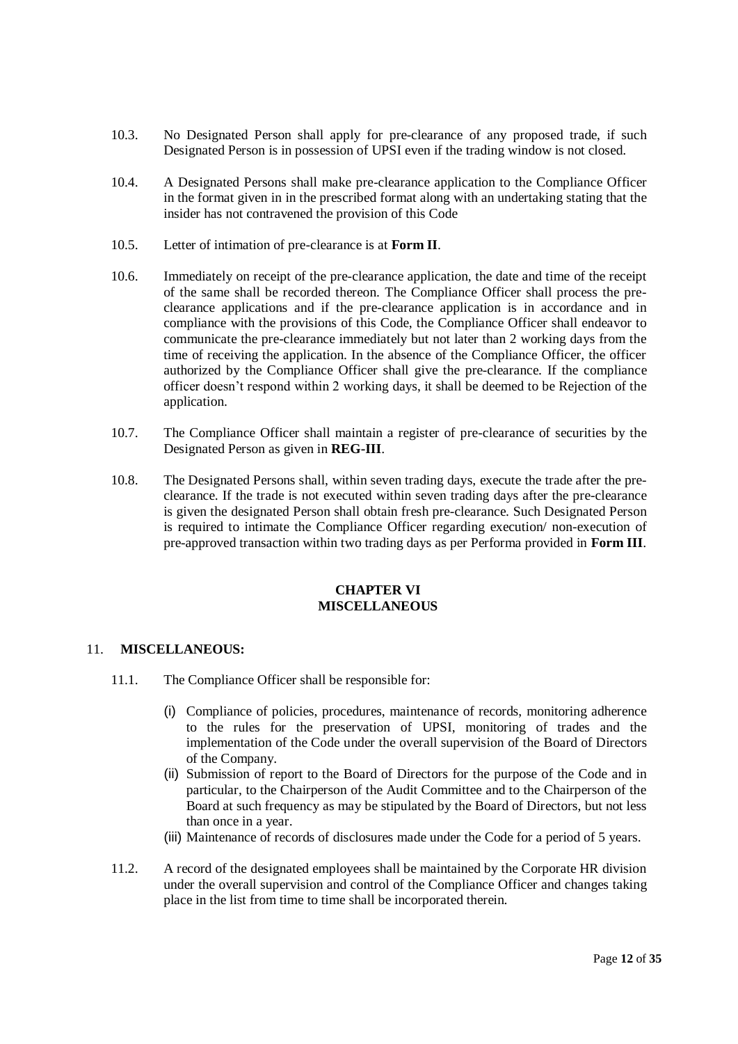10.3. No Designated Person shall apply for pre-clearance of any proposed trade, if such Designated Person is in possession of UPSI even if the trading window is not closed.

10.4. A Designated Persons shall make pre-clearance application to the Compliance Officer in the format given in in the prescribed format along with an undertaking stating that the insider has not contravened the provision of this Code

10.5. Letter of intimation of pre-clearance is at **Form II**.

10.6. Immediately on receipt of the pre-clearance application, the date and time of the receipt of the same shall be recorded thereon. The Compliance Officer shall process the pre-clearance applications and if the pre-clearance application is in accordance and in compliance with the provisions of this Code, the Compliance Officer shall endeavor to communicate the pre-clearance immediately but not later than 2 working days from the time of receiving the application. In the absence of the Compliance Officer, the officer authorized by the Compliance Officer shall give the pre-clearance. If the compliance officer doesn't respond within 2 working days, it shall be deemed to be Rejection of the application.

10.7. The Compliance Officer shall maintain a register of pre-clearance of securities by the Designated Person as given in **REG-III**.

10.8. The Designated Persons shall, within seven trading days, execute the trade after the pre-clearance. If the trade is not executed within seven trading days after the pre-clearance is given the designated Person shall obtain fresh pre-clearance. Such Designated Person is required to intimate the Compliance Officer regarding execution/ non-execution of pre-approved transaction within two trading days as per Performa provided in **Form III**.

## CHAPTER VI
## MISCELLANEOUS

11. **MISCELLANEOUS:**

11.1. The Compliance Officer shall be responsible for:

(i) Compliance of policies, procedures, maintenance of records, monitoring adherence to the rules for the preservation of UPSI, monitoring of trades and the implementation of the Code under the overall supervision of the Board of Directors of the Company.

(ii) Submission of report to the Board of Directors for the purpose of the Code and in particular, to the Chairperson of the Audit Committee and to the Chairperson of the Board at such frequency as may be stipulated by the Board of Directors, but not less than once in a year.

(iii) Maintenance of records of disclosures made under the Code for a period of 5 years.

11.2. A record of the designated employees shall be maintained by the Corporate HR division under the overall supervision and control of the Compliance Officer and changes taking place in the list from time to time shall be incorporated therein.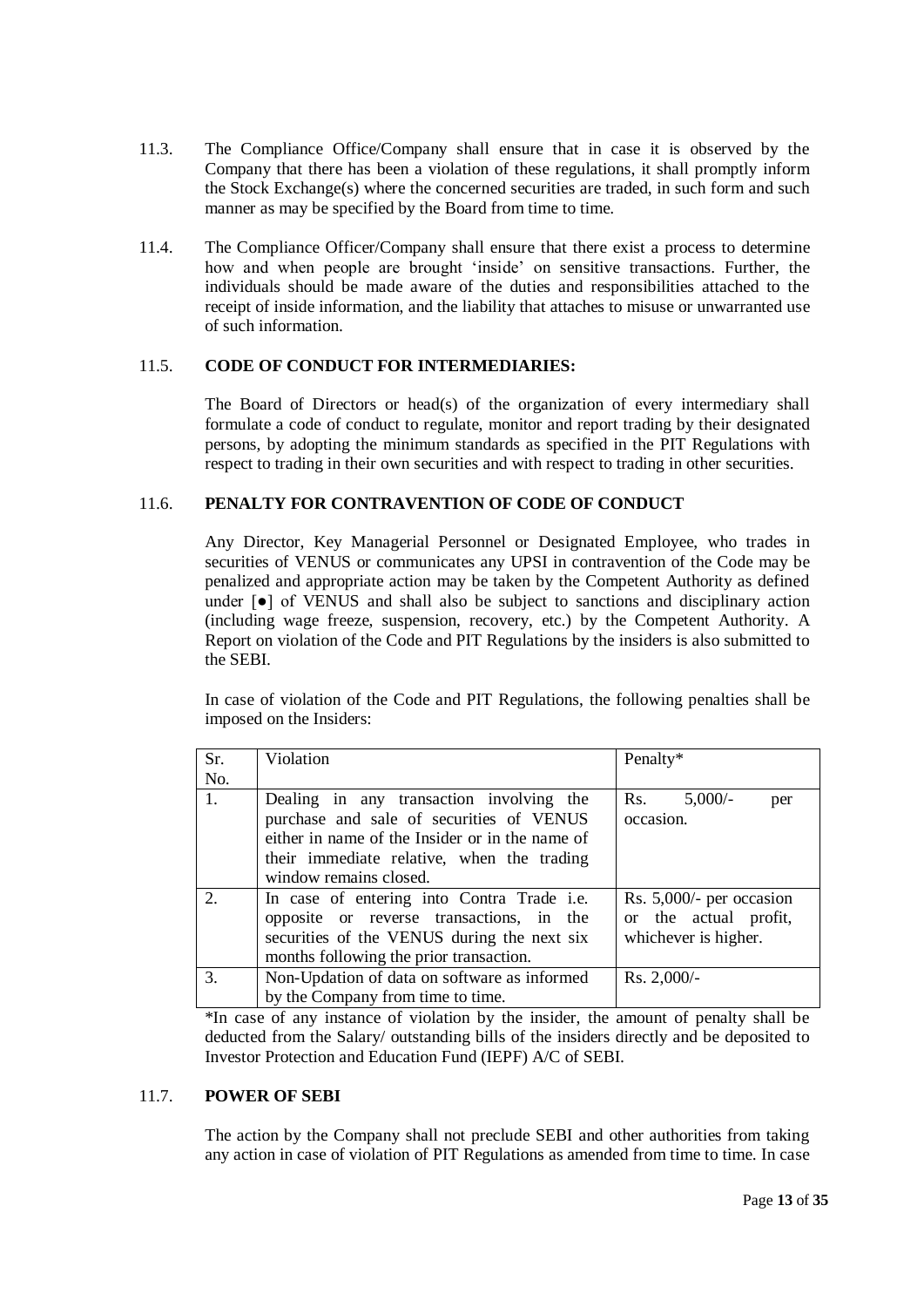11.3. The Compliance Office/Company shall ensure that in case it is observed by the Company that there has been a violation of these regulations, it shall promptly inform the Stock Exchange(s) where the concerned securities are traded, in such form and such manner as may be specified by the Board from time to time.

11.4. The Compliance Officer/Company shall ensure that there exist a process to determine how and when people are brought 'inside' on sensitive transactions. Further, the individuals should be made aware of the duties and responsibilities attached to the receipt of inside information, and the liability that attaches to misuse or unwarranted use of such information.

11.5. **CODE OF CONDUCT FOR INTERMEDIARIES:**

The Board of Directors or head(s) of the organization of every intermediary shall formulate a code of conduct to regulate, monitor and report trading by their designated persons, by adopting the minimum standards as specified in the PIT Regulations with respect to trading in their own securities and with respect to trading in other securities.

11.6. **PENALTY FOR CONTRAVENTION OF CODE OF CONDUCT**

Any Director, Key Managerial Personnel or Designated Employee, who trades in securities of VENUS or communicates any UPSI in contravention of the Code may be penalized and appropriate action may be taken by the Competent Authority as defined under [●] of VENUS and shall also be subject to sanctions and disciplinary action (including wage freeze, suspension, recovery, etc.) by the Competent Authority. A Report on violation of the Code and PIT Regulations by the insiders is also submitted to the SEBI.

In case of violation of the Code and PIT Regulations, the following penalties shall be imposed on the Insiders:

| Sr. No. | Violation | Penalty* |
|---|---|---|
| 1. | Dealing in any transaction involving the purchase and sale of securities of VENUS either in name of the Insider or in the name of their immediate relative, when the trading window remains closed. | Rs. 5,000/- per occasion. |
| 2. | In case of entering into Contra Trade i.e. opposite or reverse transactions, in the securities of the VENUS during the next six months following the prior transaction. | Rs. 5,000/- per occasion or the actual profit, whichever is higher. |
| 3. | Non-Updation of data on software as informed by the Company from time to time. | Rs. 2,000/- |

*In case of any instance of violation by the insider, the amount of penalty shall be deducted from the Salary/ outstanding bills of the insiders directly and be deposited to Investor Protection and Education Fund (IEPF) A/C of SEBI.

11.7. **POWER OF SEBI**

The action by the Company shall not preclude SEBI and other authorities from taking any action in case of violation of PIT Regulations as amended from time to time. In case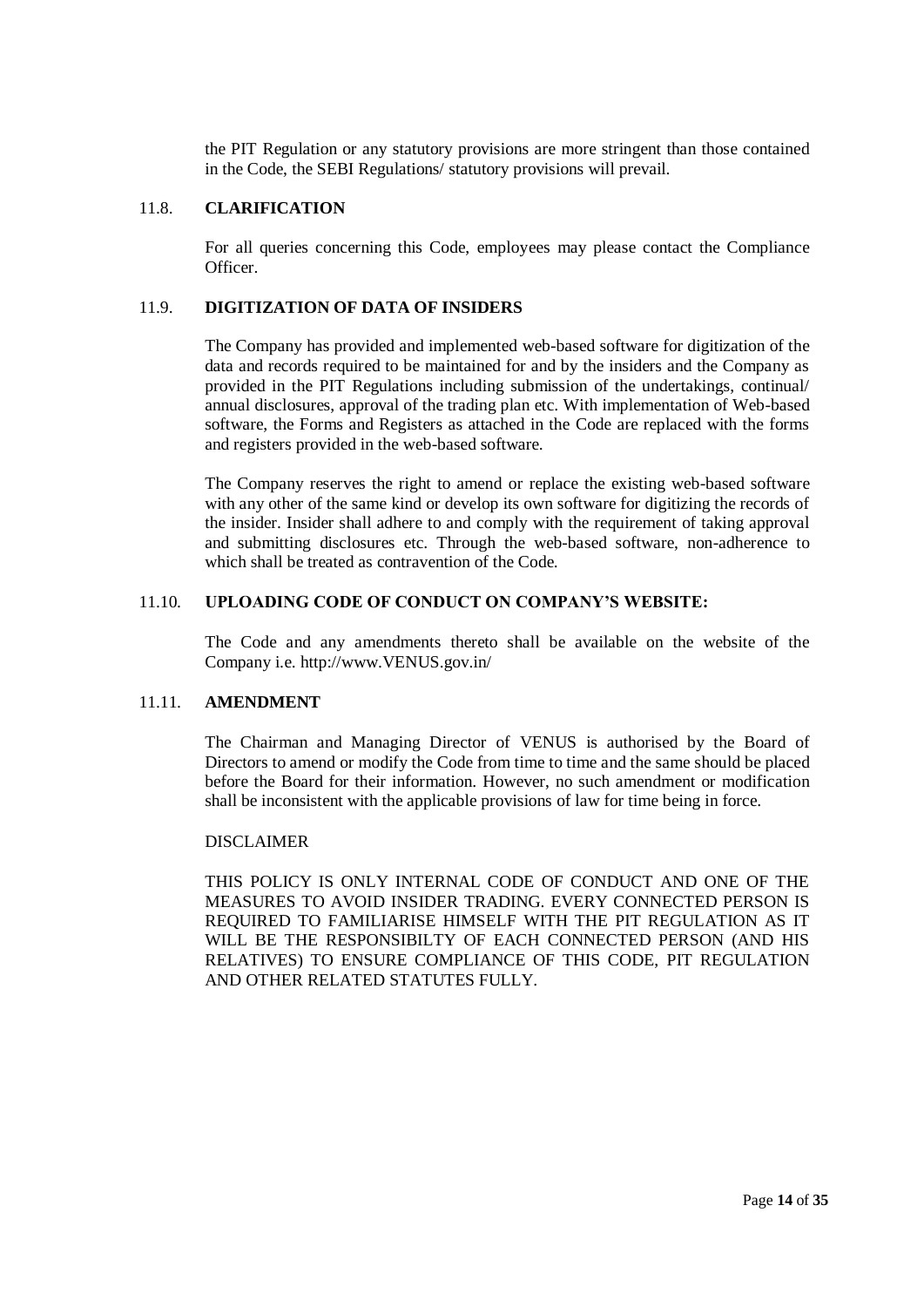the PIT Regulation or any statutory provisions are more stringent than those contained in the Code, the SEBI Regulations/ statutory provisions will prevail.

### 11.8. CLARIFICATION

For all queries concerning this Code, employees may please contact the Compliance Officer.

### 11.9. DIGITIZATION OF DATA OF INSIDERS

The Company has provided and implemented web-based software for digitization of the data and records required to be maintained for and by the insiders and the Company as provided in the PIT Regulations including submission of the undertakings, continual/ annual disclosures, approval of the trading plan etc. With implementation of Web-based software, the Forms and Registers as attached in the Code are replaced with the forms and registers provided in the web-based software.

The Company reserves the right to amend or replace the existing web-based software with any other of the same kind or develop its own software for digitizing the records of the insider. Insider shall adhere to and comply with the requirement of taking approval and submitting disclosures etc. Through the web-based software, non-adherence to which shall be treated as contravention of the Code.

### 11.10. UPLOADING CODE OF CONDUCT ON COMPANY'S WEBSITE:

The Code and any amendments thereto shall be available on the website of the Company i.e. http://www.VENUS.gov.in/

### 11.11. AMENDMENT

The Chairman and Managing Director of VENUS is authorised by the Board of Directors to amend or modify the Code from time to time and the same should be placed before the Board for their information. However, no such amendment or modification shall be inconsistent with the applicable provisions of law for time being in force.

DISCLAIMER

THIS POLICY IS ONLY INTERNAL CODE OF CONDUCT AND ONE OF THE MEASURES TO AVOID INSIDER TRADING. EVERY CONNECTED PERSON IS REQUIRED TO FAMILIARISE HIMSELF WITH THE PIT REGULATION AS IT WILL BE THE RESPONSIBILTY OF EACH CONNECTED PERSON (AND HIS RELATIVES) TO ENSURE COMPLIANCE OF THIS CODE, PIT REGULATION AND OTHER RELATED STATUTES FULLY.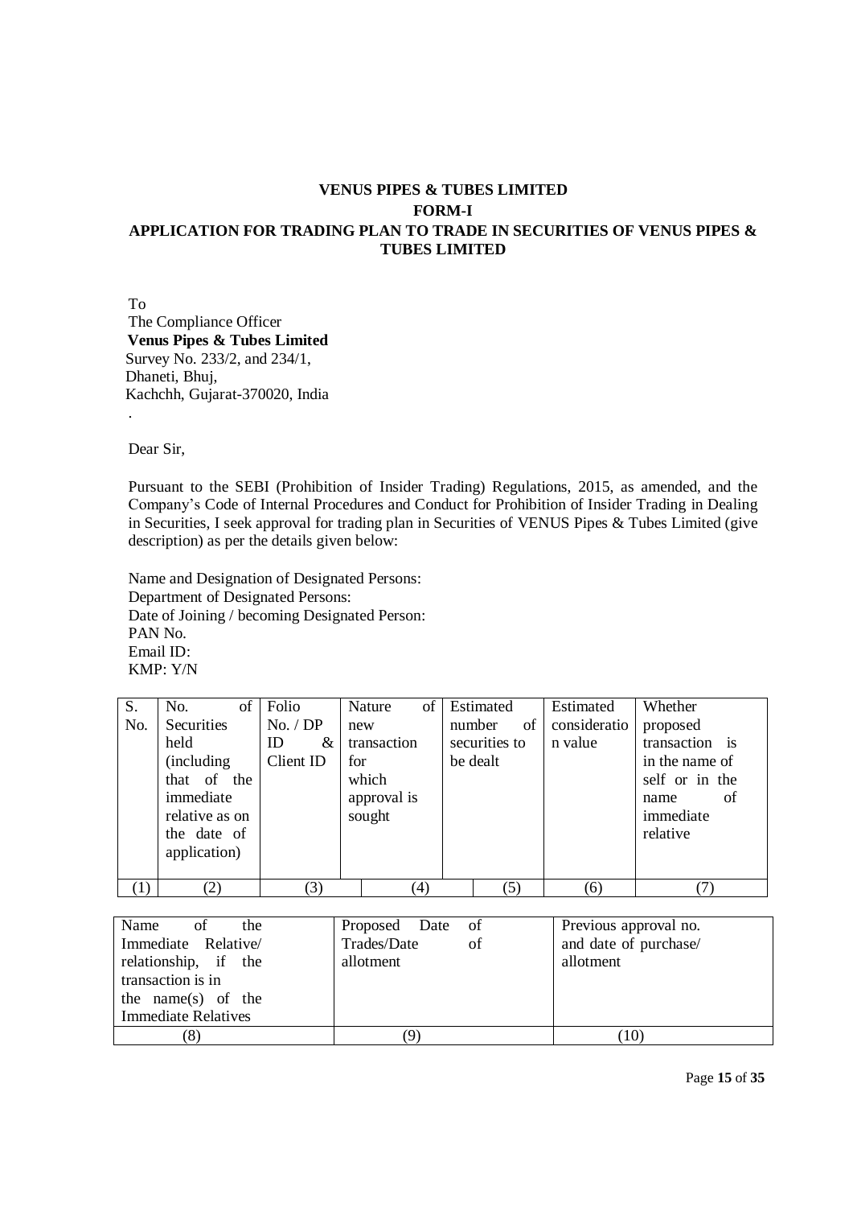**VENUS PIPES & TUBES LIMITED**

**FORM-I**

**APPLICATION FOR TRADING PLAN TO TRADE IN SECURITIES OF VENUS PIPES & TUBES LIMITED**

To
The Compliance Officer
**Venus Pipes & Tubes Limited**
Survey No. 233/2, and 234/1,
Dhaneti, Bhuj,
Kachchh, Gujarat-370020, India
.

Dear Sir,

Pursuant to the SEBI (Prohibition of Insider Trading) Regulations, 2015, as amended, and the Company's Code of Internal Procedures and Conduct for Prohibition of Insider Trading in Dealing in Securities, I seek approval for trading plan in Securities of VENUS Pipes & Tubes Limited (give description) as per the details given below:

Name and Designation of Designated Persons:
Department of Designated Persons:
Date of Joining / becoming Designated Person:
PAN No.
Email ID:
KMP: Y/N

| S. No. | No. of Securities held (including that of the immediate relative as on the date of application) | Folio No. / DP ID & Client ID | Nature of new transaction for which approval is sought | Estimated number of securities to be dealt | Estimated consideration value | Whether proposed transaction is in the name of self or in the name of immediate relative |
|---|---|---|---|---|---|---|
| (1) | (2) | (3) | (4) | (5) | (6) | (7) |

| Name of the Immediate Relative/ relationship, if the transaction is in the name(s) of the Immediate Relatives | Proposed Date of Trades/Date of allotment | Previous approval no. and date of purchase/ allotment |
|---|---|---|
| (8) | (9) | (10) |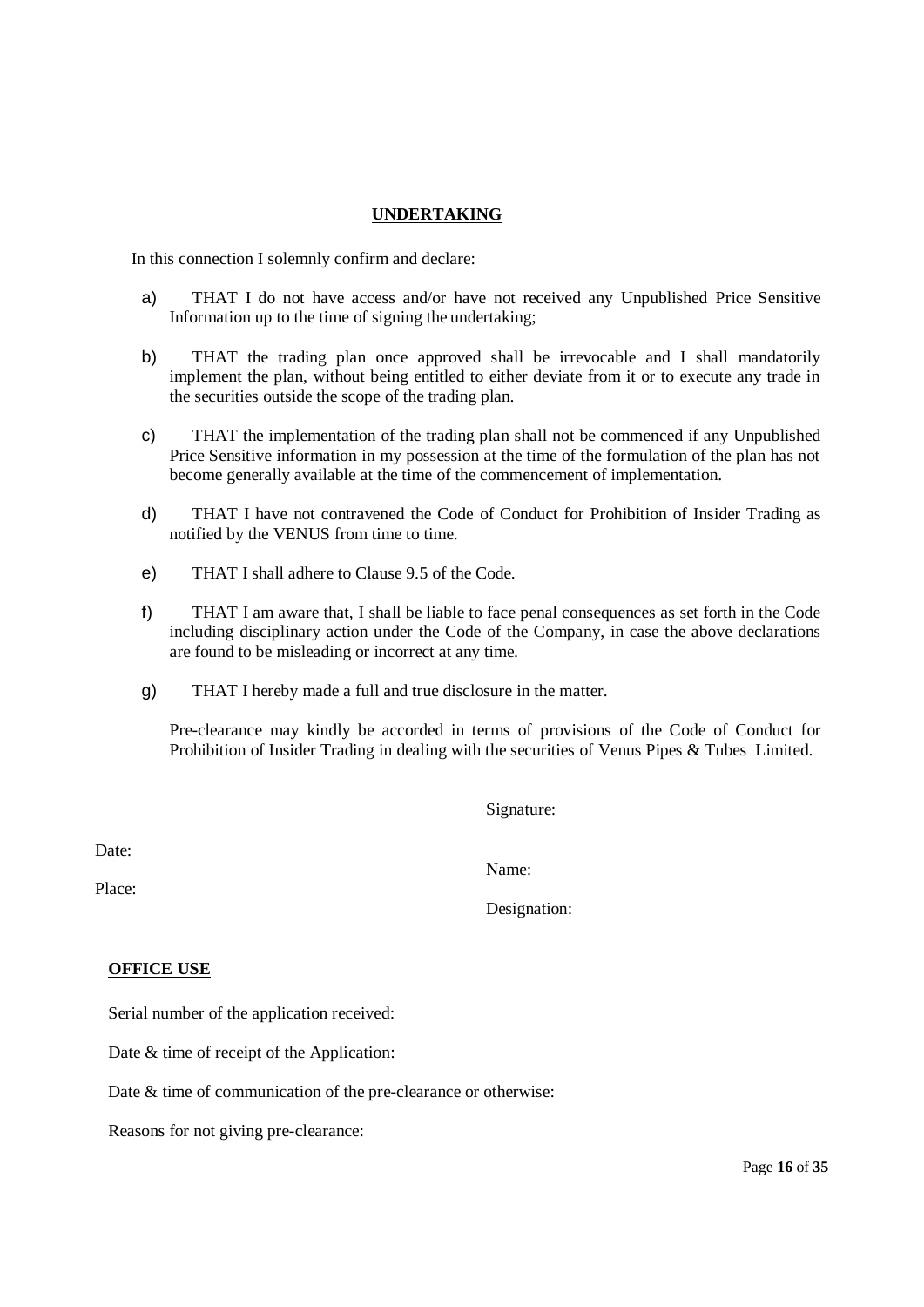## UNDERTAKING

In this connection I solemnly confirm and declare:

a) THAT I do not have access and/or have not received any Unpublished Price Sensitive Information up to the time of signing the undertaking;

b) THAT the trading plan once approved shall be irrevocable and I shall mandatorily implement the plan, without being entitled to either deviate from it or to execute any trade in the securities outside the scope of the trading plan.

c) THAT the implementation of the trading plan shall not be commenced if any Unpublished Price Sensitive information in my possession at the time of the formulation of the plan has not become generally available at the time of the commencement of implementation.

d) THAT I have not contravened the Code of Conduct for Prohibition of Insider Trading as notified by the VENUS from time to time.

e) THAT I shall adhere to Clause 9.5 of the Code.

f) THAT I am aware that, I shall be liable to face penal consequences as set forth in the Code including disciplinary action under the Code of the Company, in case the above declarations are found to be misleading or incorrect at any time.

g) THAT I hereby made a full and true disclosure in the matter.

Pre-clearance may kindly be accorded in terms of provisions of the Code of Conduct for Prohibition of Insider Trading in dealing with the securities of Venus Pipes & Tubes Limited.

Signature:

Date:

Name:

Place:

Designation:

**OFFICE USE**

Serial number of the application received:

Date & time of receipt of the Application:

Date & time of communication of the pre-clearance or otherwise:

Reasons for not giving pre-clearance: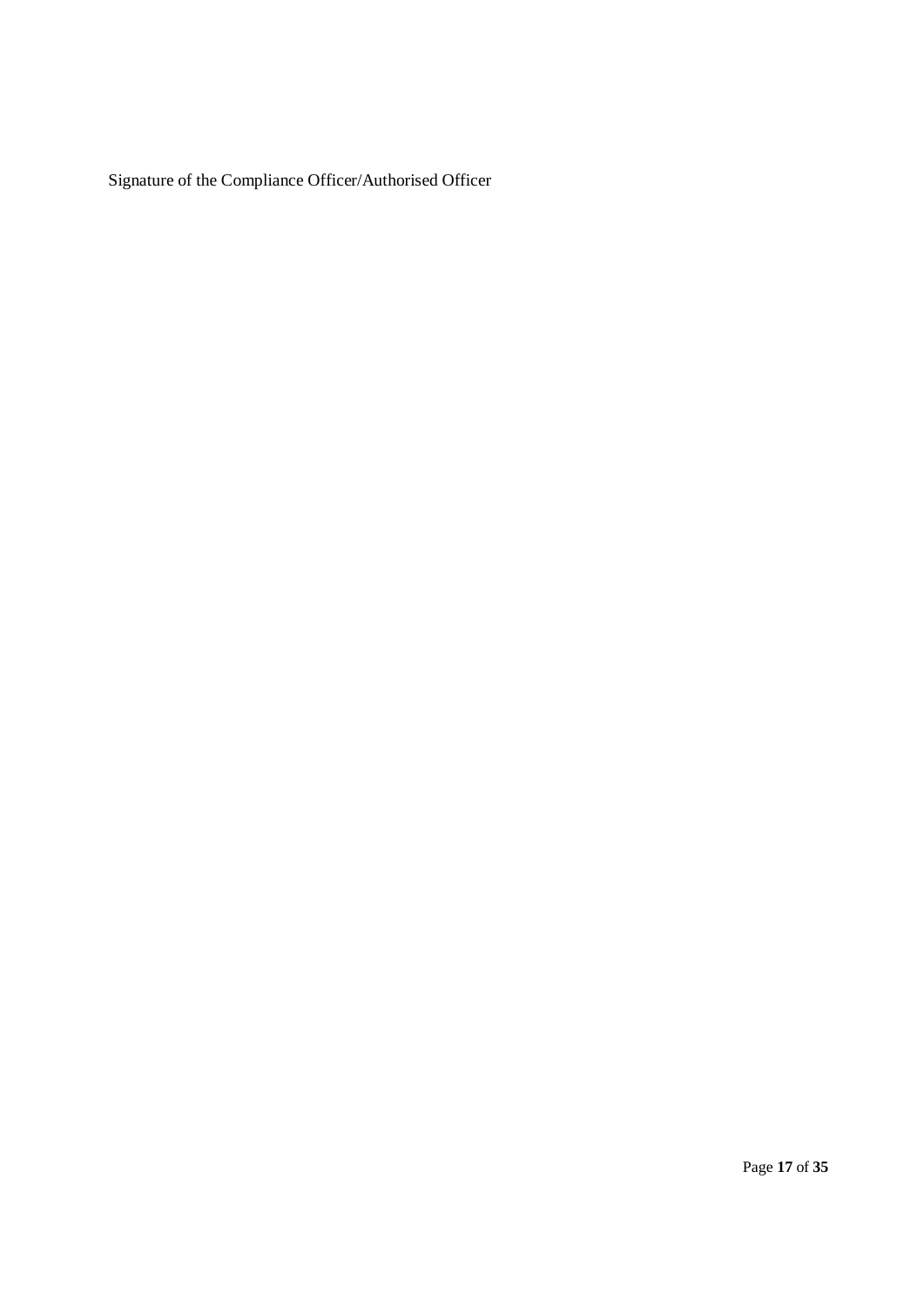Signature of the Compliance Officer/Authorised Officer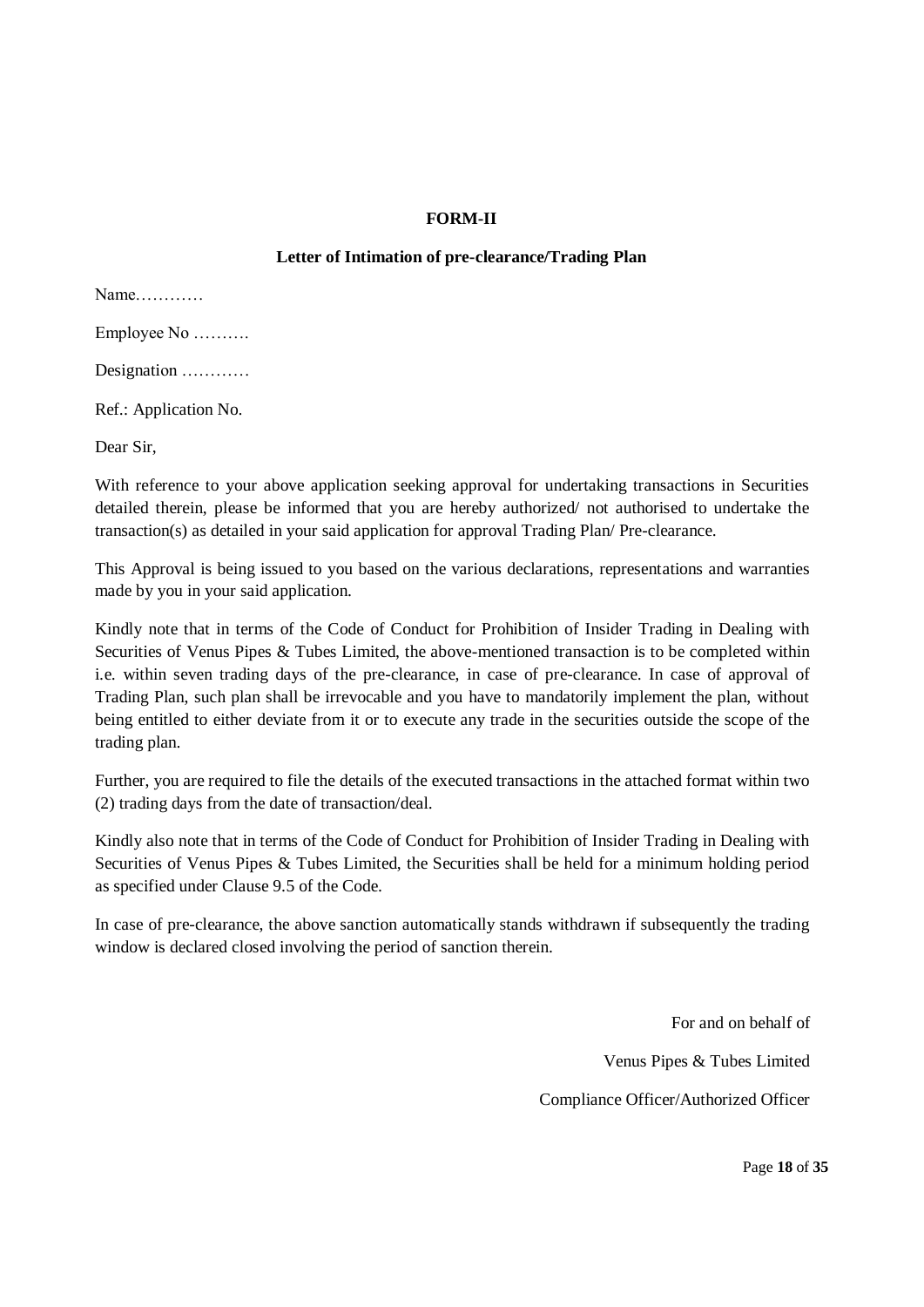**FORM-II**

**Letter of Intimation of pre-clearance/Trading Plan**

Name…………

Employee No ……….

Designation …………

Ref.: Application No.

Dear Sir,

With reference to your above application seeking approval for undertaking transactions in Securities detailed therein, please be informed that you are hereby authorized/ not authorised to undertake the transaction(s) as detailed in your said application for approval Trading Plan/ Pre-clearance.

This Approval is being issued to you based on the various declarations, representations and warranties made by you in your said application.

Kindly note that in terms of the Code of Conduct for Prohibition of Insider Trading in Dealing with Securities of Venus Pipes & Tubes Limited, the above-mentioned transaction is to be completed within i.e. within seven trading days of the pre-clearance, in case of pre-clearance. In case of approval of Trading Plan, such plan shall be irrevocable and you have to mandatorily implement the plan, without being entitled to either deviate from it or to execute any trade in the securities outside the scope of the trading plan.

Further, you are required to file the details of the executed transactions in the attached format within two (2) trading days from the date of transaction/deal.

Kindly also note that in terms of the Code of Conduct for Prohibition of Insider Trading in Dealing with Securities of Venus Pipes & Tubes Limited, the Securities shall be held for a minimum holding period as specified under Clause 9.5 of the Code.

In case of pre-clearance, the above sanction automatically stands withdrawn if subsequently the trading window is declared closed involving the period of sanction therein.

For and on behalf of

Venus Pipes & Tubes Limited

Compliance Officer/Authorized Officer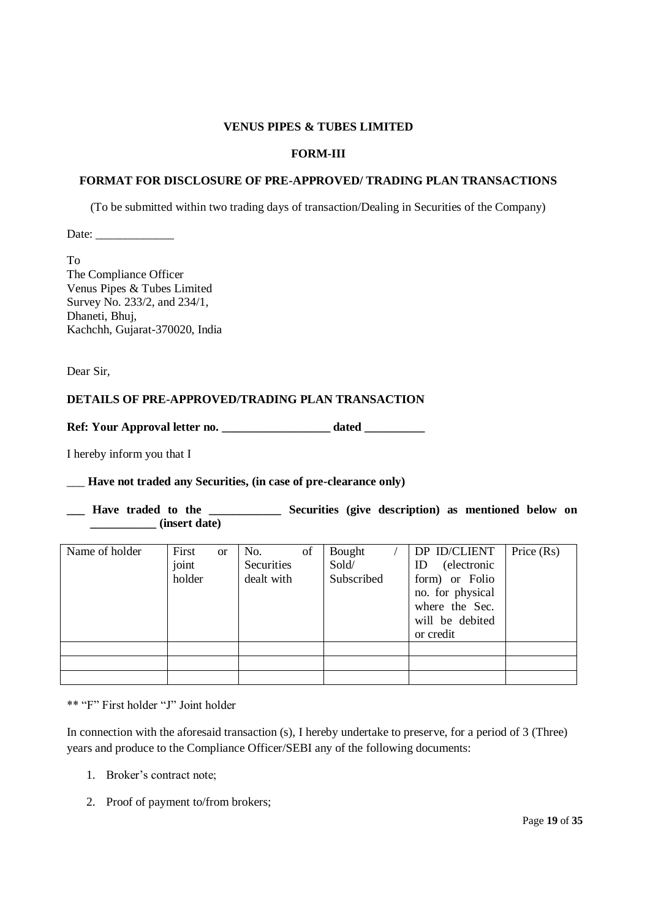**VENUS PIPES & TUBES LIMITED**

**FORM-III**

**FORMAT FOR DISCLOSURE OF PRE-APPROVED/ TRADING PLAN TRANSACTIONS**

(To be submitted within two trading days of transaction/Dealing in Securities of the Company)

Date: _____________

To
The Compliance Officer
Venus Pipes & Tubes Limited
Survey No. 233/2, and 234/1,
Dhaneti, Bhuj,
Kachchh, Gujarat-370020, India

Dear Sir,

**DETAILS OF PRE-APPROVED/TRADING PLAN TRANSACTION**

**Ref: Your Approval letter no. __________________ dated __________**

I hereby inform you that I

___ **Have not traded any Securities, (in case of pre-clearance only)**

**___ Have traded to the ____________ Securities (give description) as mentioned below on ___________ (insert date)**

| Name of holder | First or joint holder | No. of Securities dealt with | Bought / Sold/ Subscribed | DP ID/CLIENT ID (electronic form) or Folio no. for physical where the Sec. will be debited or credit | Price (Rs) |
|---|---|---|---|---|---|
| | | | | | |
| | | | | | |
| | | | | | |

** "F" First holder "J" Joint holder

In connection with the aforesaid transaction (s), I hereby undertake to preserve, for a period of 3 (Three) years and produce to the Compliance Officer/SEBI any of the following documents:

1. Broker's contract note;
2. Proof of payment to/from brokers;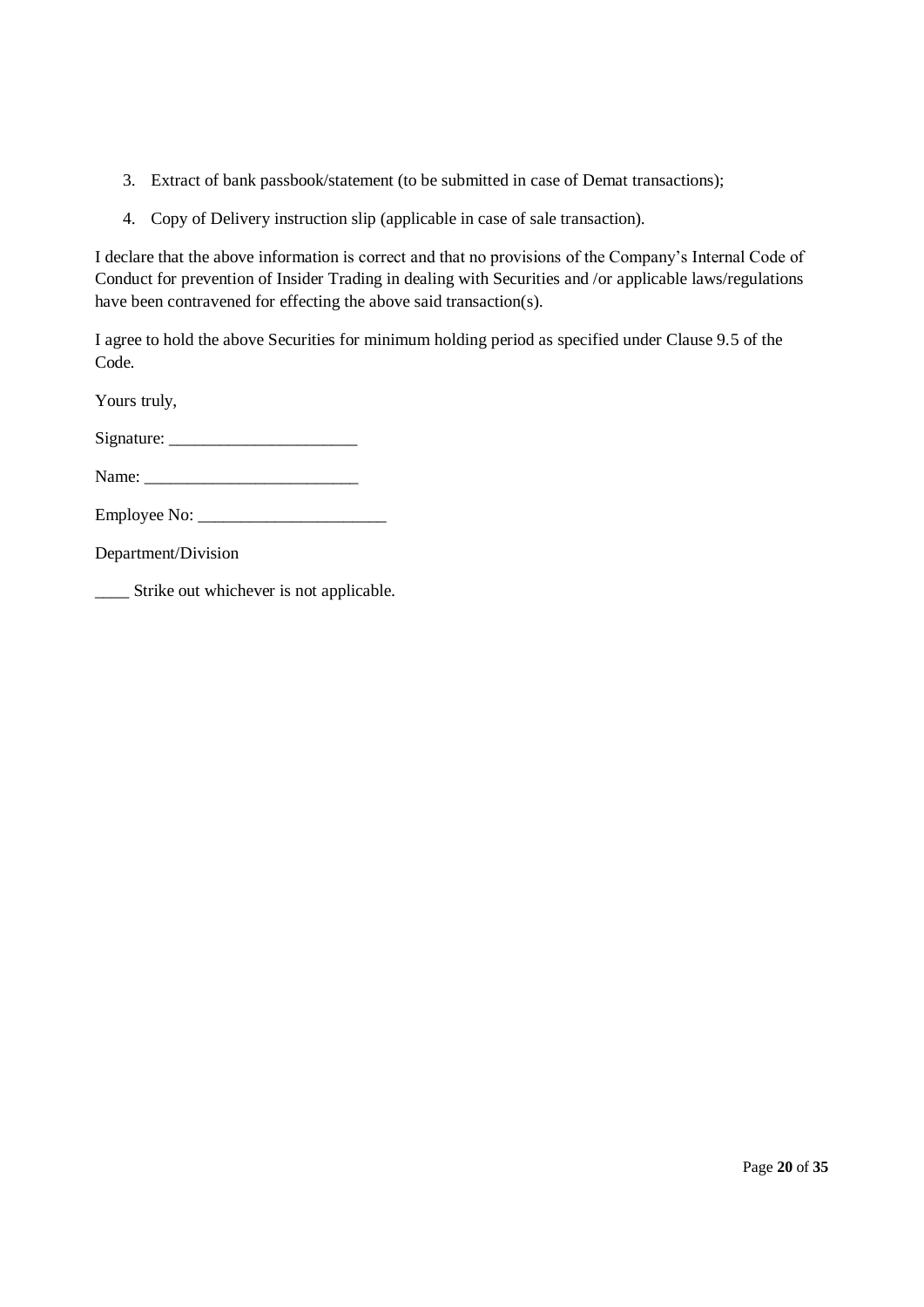3. Extract of bank passbook/statement (to be submitted in case of Demat transactions);
4. Copy of Delivery instruction slip (applicable in case of sale transaction).

I declare that the above information is correct and that no provisions of the Company's Internal Code of Conduct for prevention of Insider Trading in dealing with Securities and /or applicable laws/regulations have been contravened for effecting the above said transaction(s).

I agree to hold the above Securities for minimum holding period as specified under Clause 9.5 of the Code.

Yours truly,

Signature: ______________________

Name: _________________________

Employee No: ______________________

Department/Division

____ Strike out whichever is not applicable.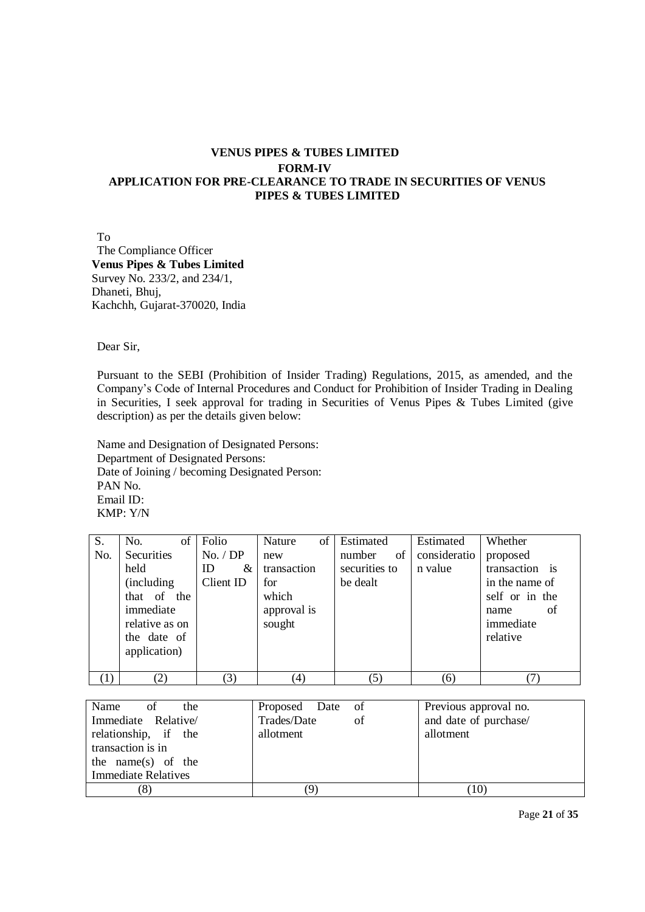# VENUS PIPES & TUBES LIMITED

## FORM-IV

## APPLICATION FOR PRE-CLEARANCE TO TRADE IN SECURITIES OF VENUS PIPES & TUBES LIMITED

To
The Compliance Officer
**Venus Pipes & Tubes Limited**
Survey No. 233/2, and 234/1,
Dhaneti, Bhuj,
Kachchh, Gujarat-370020, India

Dear Sir,

Pursuant to the SEBI (Prohibition of Insider Trading) Regulations, 2015, as amended, and the Company's Code of Internal Procedures and Conduct for Prohibition of Insider Trading in Dealing in Securities, I seek approval for trading in Securities of Venus Pipes & Tubes Limited (give description) as per the details given below:

Name and Designation of Designated Persons:
Department of Designated Persons:
Date of Joining / becoming Designated Person:
PAN No.
Email ID:
KMP: Y/N

| S. No. | No. of Securities held (including that of the immediate relative as on the date of application) | Folio No. / DP ID & Client ID | Nature of new transaction for which approval is sought | Estimated number of securities to be dealt | Estimated consideration value | Whether proposed transaction is in the name of self or in the name of immediate relative |
|---|---|---|---|---|---|---|
| (1) | (2) | (3) | (4) | (5) | (6) | (7) |

| Name of the Immediate Relative/ relationship, if the transaction is in the name(s) of the Immediate Relatives | Proposed Date of Trades/Date of allotment | Previous approval no. and date of purchase/ allotment |
|---|---|---|
| (8) | (9) | (10) |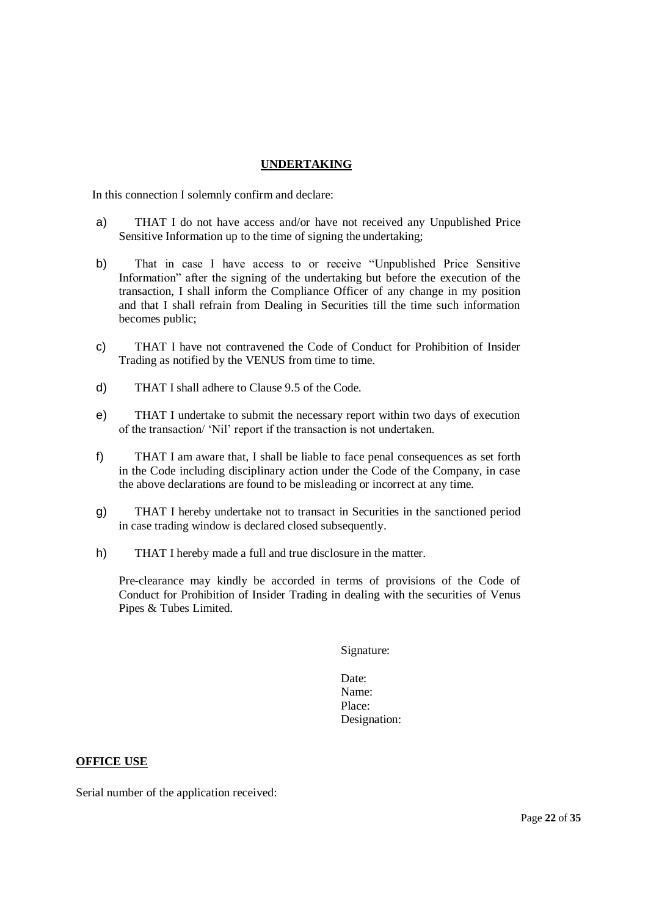## UNDERTAKING

In this connection I solemnly confirm and declare:

a) THAT I do not have access and/or have not received any Unpublished Price Sensitive Information up to the time of signing the undertaking;

b) That in case I have access to or receive "Unpublished Price Sensitive Information" after the signing of the undertaking but before the execution of the transaction, I shall inform the Compliance Officer of any change in my position and that I shall refrain from Dealing in Securities till the time such information becomes public;

c) THAT I have not contravened the Code of Conduct for Prohibition of Insider Trading as notified by the VENUS from time to time.

d) THAT I shall adhere to Clause 9.5 of the Code.

e) THAT I undertake to submit the necessary report within two days of execution of the transaction/ 'Nil' report if the transaction is not undertaken.

f) THAT I am aware that, I shall be liable to face penal consequences as set forth in the Code including disciplinary action under the Code of the Company, in case the above declarations are found to be misleading or incorrect at any time.

g) THAT I hereby undertake not to transact in Securities in the sanctioned period in case trading window is declared closed subsequently.

h) THAT I hereby made a full and true disclosure in the matter.

Pre-clearance may kindly be accorded in terms of provisions of the Code of Conduct for Prohibition of Insider Trading in dealing with the securities of Venus Pipes & Tubes Limited.

Signature:

Date:
Name:
Place:
Designation:

**OFFICE USE**

Serial number of the application received: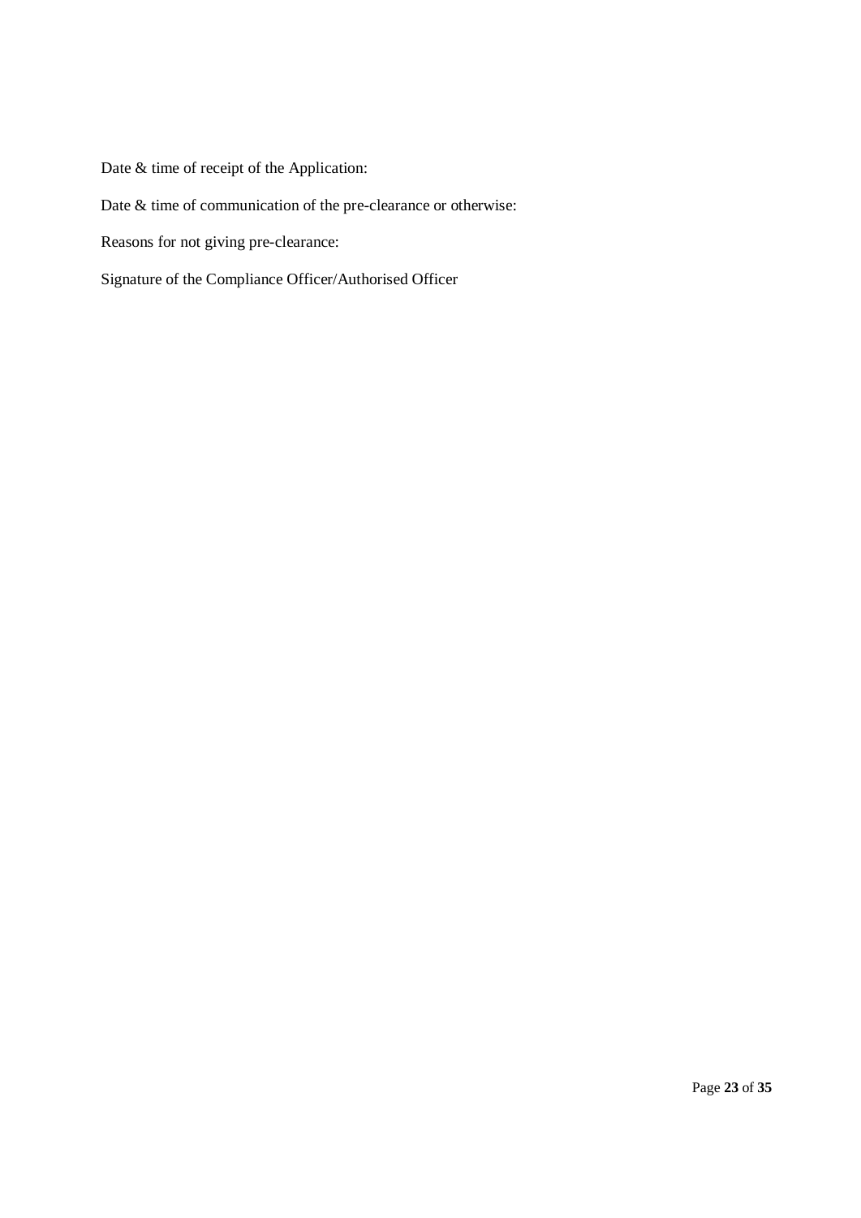Date & time of receipt of the Application:

Date & time of communication of the pre-clearance or otherwise:

Reasons for not giving pre-clearance:

Signature of the Compliance Officer/Authorised Officer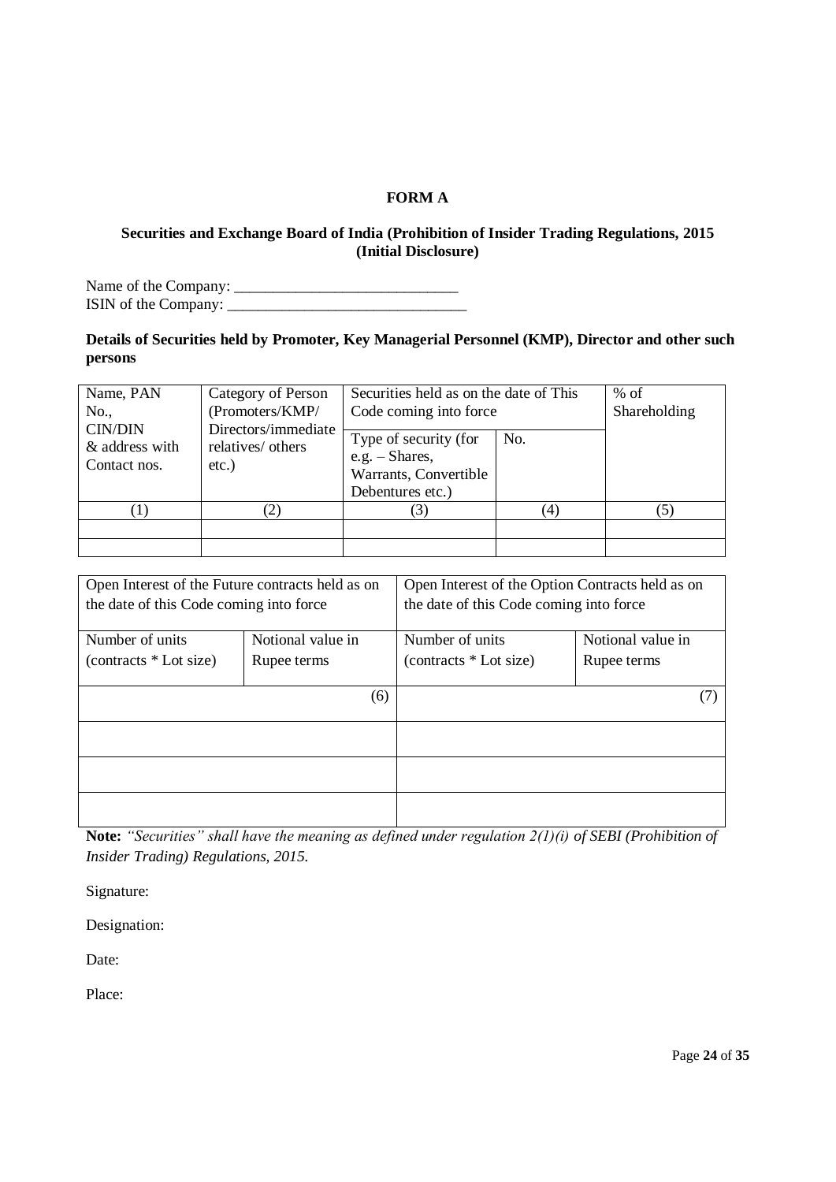**FORM A**

**Securities and Exchange Board of India (Prohibition of Insider Trading Regulations, 2015 (Initial Disclosure)**

Name of the Company: ______________________________
ISIN of the Company: ________________________________

**Details of Securities held by Promoter, Key Managerial Personnel (KMP), Director and other such persons**

| Name, PAN No., CIN/DIN & address with Contact nos. | Category of Person (Promoters/KMP/ Directors/immediate relatives/ others etc.) | Securities held as on the date of This Code coming into force | | % of Shareholding |
|---|---|---|---|---|
| | | Type of security (for e.g. – Shares, Warrants, Convertible Debentures etc.) | No. | |
| (1) | (2) | (3) | (4) | (5) |
| | | | | |
| | | | | |

| Open Interest of the Future contracts held as on the date of this Code coming into force | | Open Interest of the Option Contracts held as on the date of this Code coming into force | |
|---|---|---|---|
| Number of units (contracts * Lot size) | Notional value in Rupee terms | Number of units (contracts * Lot size) | Notional value in Rupee terms |
| (6) | | (7) | |
| | | | |
| | | | |
| | | | |

**Note:** *"Securities" shall have the meaning as defined under regulation 2(1)(i) of SEBI (Prohibition of Insider Trading) Regulations, 2015.*

Signature:

Designation:

Date:

Place: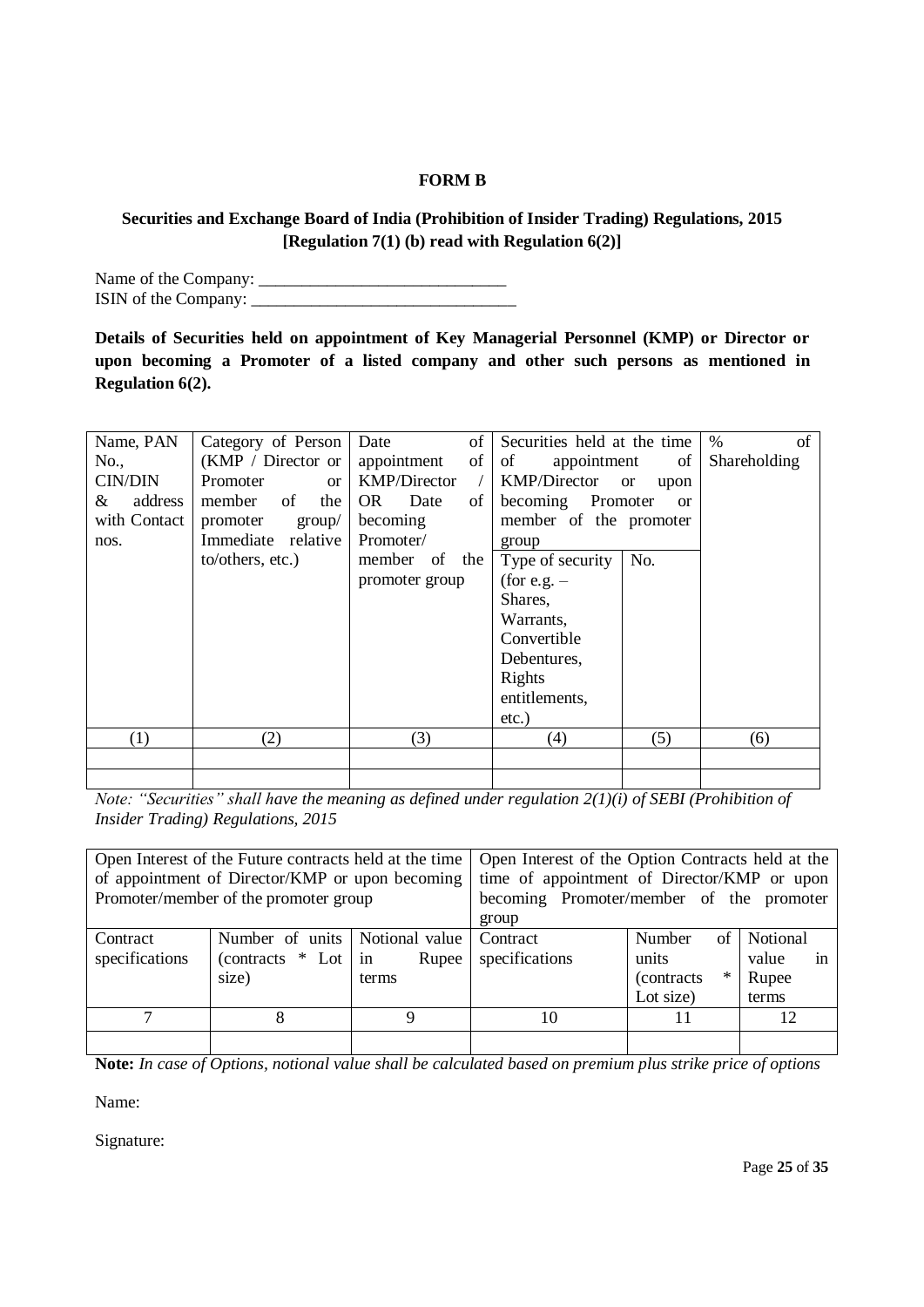# FORM B

**Securities and Exchange Board of India (Prohibition of Insider Trading) Regulations, 2015 [Regulation 7(1) (b) read with Regulation 6(2)]**

Name of the Company: ____________________________

ISIN of the Company: ______________________________

**Details of Securities held on appointment of Key Managerial Personnel (KMP) or Director or upon becoming a Promoter of a listed company and other such persons as mentioned in Regulation 6(2).**

| Name, PAN No., CIN/DIN & address with Contact nos. | Category of Person (KMP / Director or Promoter or member of the promoter group/ Immediate relative to/others, etc.) | Date of appointment of KMP/Director / OR Date of becoming Promoter/ member of the promoter group | Securities held at the time of appointment of KMP/Director or upon becoming Promoter or member of the promoter group | | % of Shareholding |
|---|---|---|---|---|---|
| | | | Type of security (for e.g. – Shares, Warrants, Convertible Debentures, Rights entitlements, etc.) | No. | |
| (1) | (2) | (3) | (4) | (5) | (6) |
| | | | | | |
| | | | | | |

*Note: "Securities" shall have the meaning as defined under regulation 2(1)(i) of SEBI (Prohibition of Insider Trading) Regulations, 2015*

| Open Interest of the Future contracts held at the time of appointment of Director/KMP or upon becoming Promoter/member of the promoter group | | | Open Interest of the Option Contracts held at the time of appointment of Director/KMP or upon becoming Promoter/member of the promoter group | | |
|---|---|---|---|---|---|
| Contract specifications | Number of units (contracts * Lot size) | Notional value in Rupee terms | Contract specifications | Number of units (contracts * Lot size) | Notional value in Rupee terms |
| 7 | 8 | 9 | 10 | 11 | 12 |
| | | | | | |

**Note:** *In case of Options, notional value shall be calculated based on premium plus strike price of options*

Name:

Signature: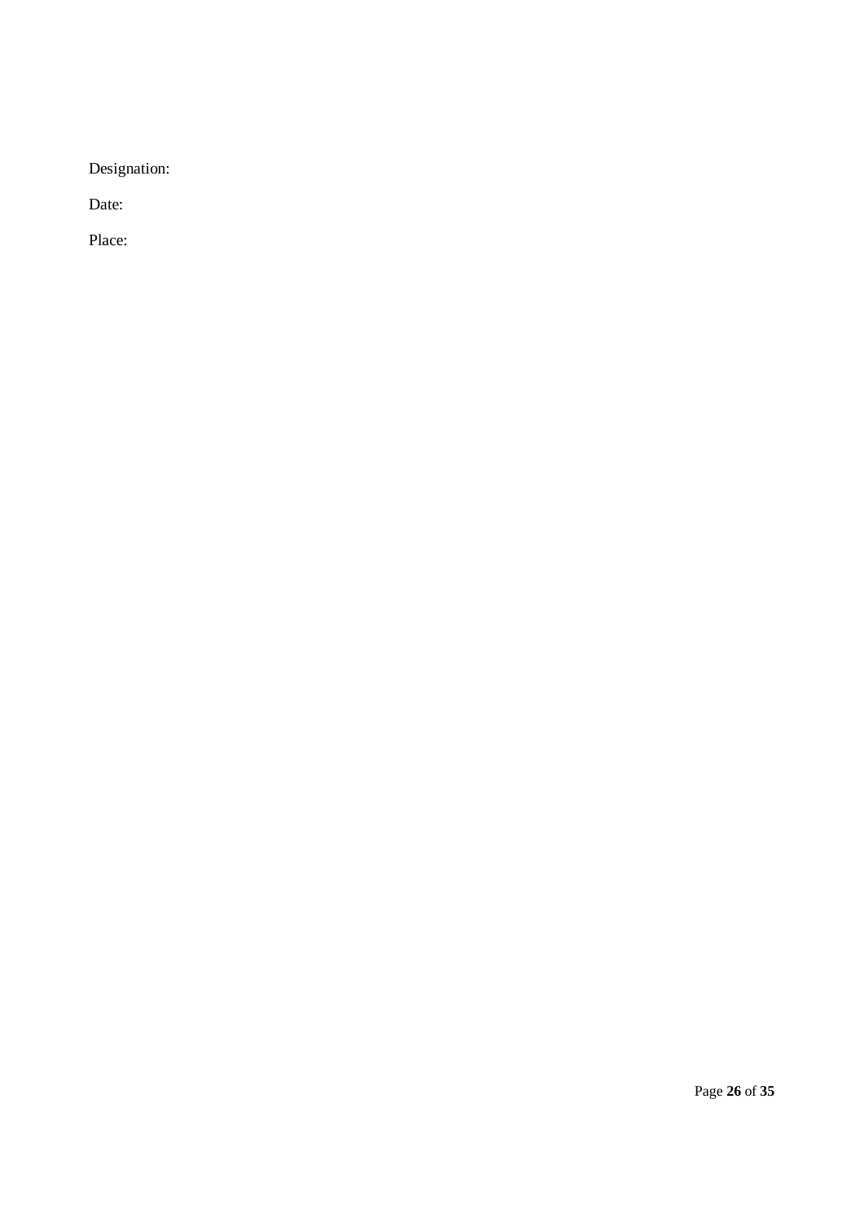Designation:

Date:

Place: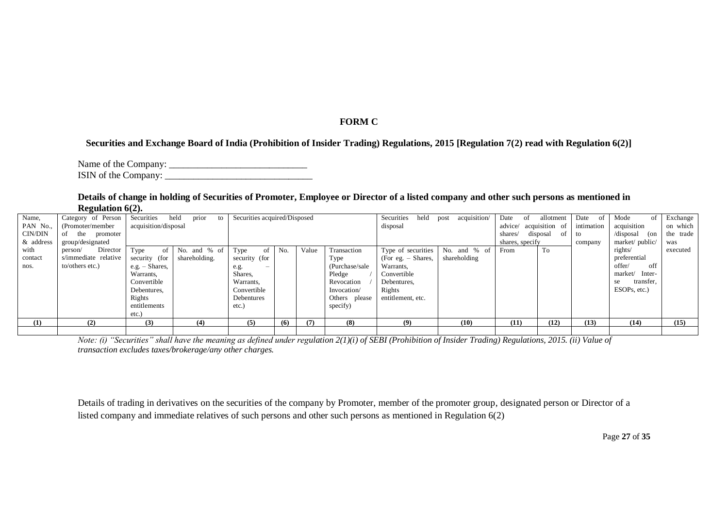**FORM C**

**Securities and Exchange Board of India (Prohibition of Insider Trading) Regulations, 2015 [Regulation 7(2) read with Regulation 6(2)]**

Name of the Company: _____________________________

ISIN of the Company: _______________________________

**Details of change in holding of Securities of Promoter, Employee or Director of a listed company and other such persons as mentioned in Regulation 6(2).**

| Name, PAN No., CIN/DIN & address with contact nos. | Category of Person (Promoter/member of the promoter group/designated person/ Directors/immediate relative to/others etc.) | Securities held prior to acquisition/disposal | | Securities acquired/Disposed | | | | Securities held post acquisition/ disposal | | Date of allotment advice/ acquisition of shares/ disposal of shares, specify | | Date of intimation to company | Mode of acquisition /disposal (on market/ public/ rights/ preferential offer/ off market/ Inter-se transfer, ESOPs, etc.) | Exchange on which the trade was executed |
|---|---|---|---|---|---|---|---|---|---|---|---|---|---|---|
| | | Type of security (for e.g. – Shares, Warrants, Convertible Debentures, Rights entitlements etc.) | No. and % of shareholding. | Type of security (for e.g. – Shares, Warrants, Convertible Debentures etc.) | No. | Value | Transaction Type (Purchase/sale Pledge / Revocation / Invocation/ Others please specify) | Type of securities (For eg. – Shares, Warrants, Convertible Debentures, Rights entitlement, etc. | No. and % of shareholding | From | To | | | |
| **(1)** | **(2)** | **(3)** | **(4)** | **(5)** | **(6)** | **(7)** | **(8)** | **(9)** | **(10)** | **(11)** | **(12)** | **(13)** | **(14)** | **(15)** |
| | | | | | | | | | | | | | | |

*Note: (i) "Securities" shall have the meaning as defined under regulation 2(1)(i) of SEBI (Prohibition of Insider Trading) Regulations, 2015. (ii) Value of transaction excludes taxes/brokerage/any other charges.*

Details of trading in derivatives on the securities of the company by Promoter, member of the promoter group, designated person or Director of a listed company and immediate relatives of such persons and other such persons as mentioned in Regulation 6(2)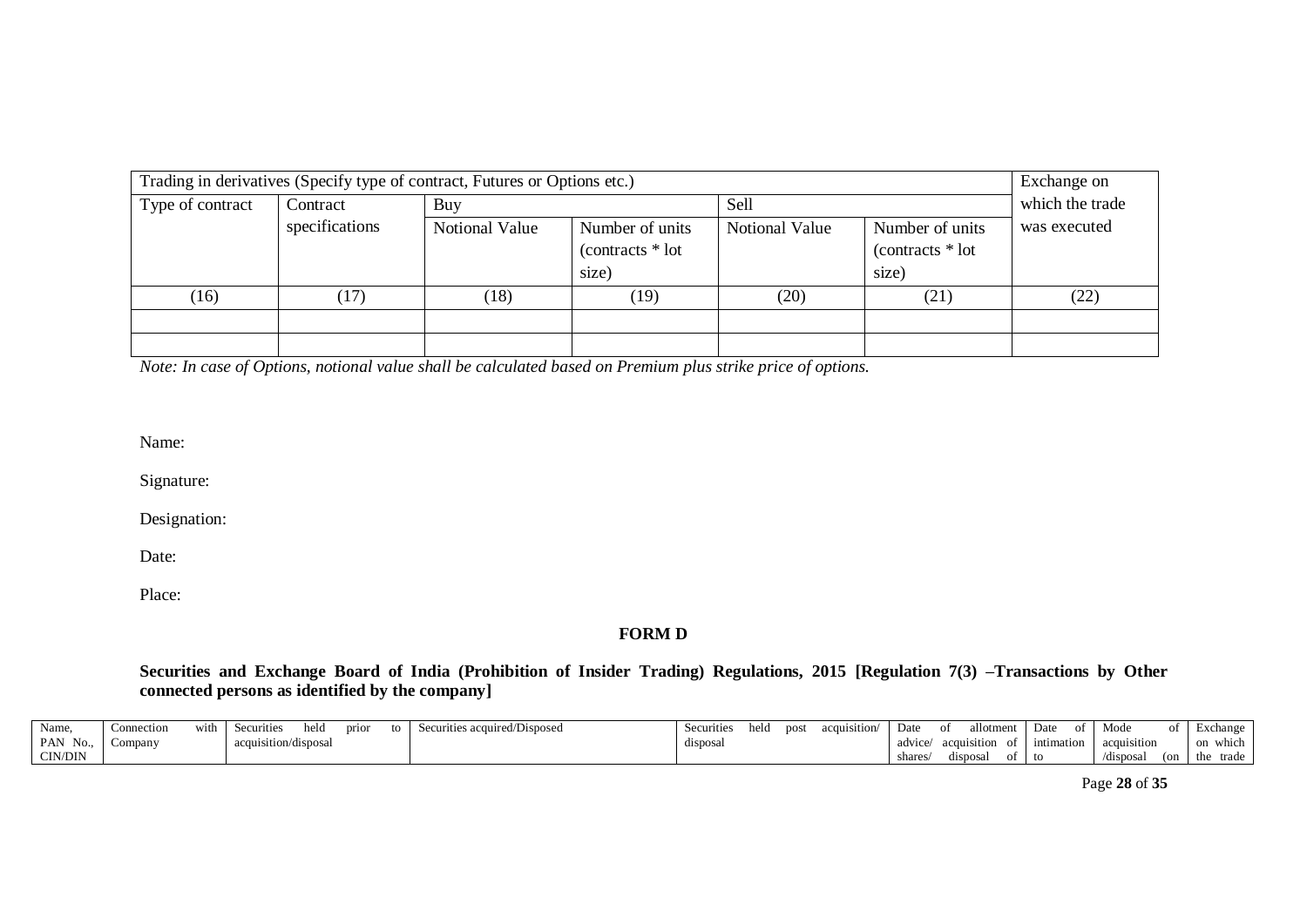| Trading in derivatives (Specify type of contract, Futures or Options etc.) | | | | | | Exchange on which the trade was executed |
|---|---|---|---|---|---|---|
| Type of contract | Contract specifications | Buy | | Sell | | |
| | | Notional Value | Number of units (contracts * lot size) | Notional Value | Number of units (contracts * lot size) | |
| (16) | (17) | (18) | (19) | (20) | (21) | (22) |
| | | | | | | |
| | | | | | | |

*Note: In case of Options, notional value shall be calculated based on Premium plus strike price of options.*

Name:

Signature:

Designation:

Date:

Place:

## FORM D

**Securities and Exchange Board of India (Prohibition of Insider Trading) Regulations, 2015 [Regulation 7(3) –Transactions by Other connected persons as identified by the company]**

| Name, PAN No., CIN/DIN | Connection with Company | Securities held prior to acquisition/disposal | Securities acquired/Disposed | Securities held post acquisition/ disposal | Date of allotment advice/ acquisition of shares/ disposal of | Date of intimation to | Mode of acquisition /disposal (on | Exchange on which the trade |
|---|---|---|---|---|---|---|---|---|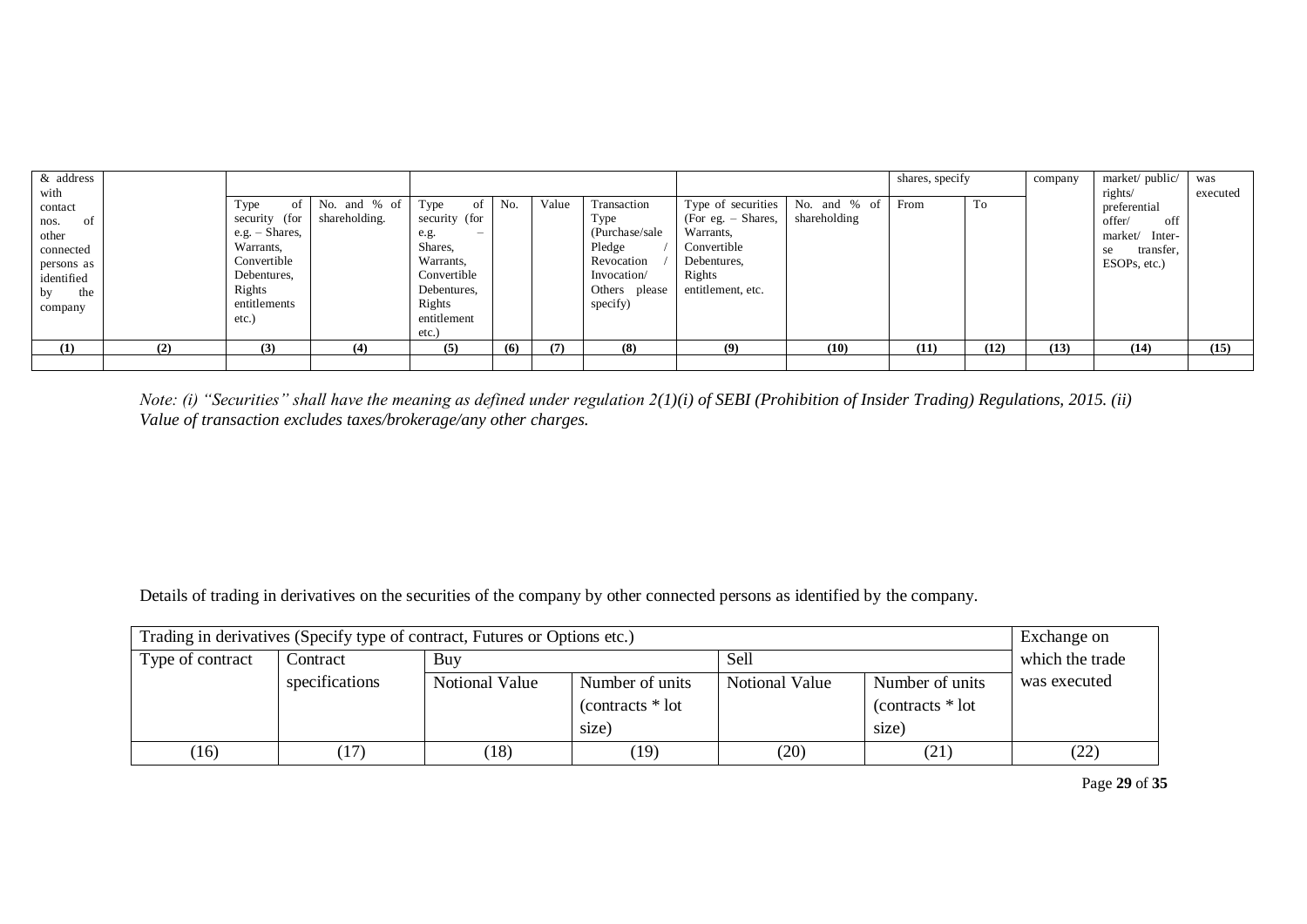| & address with contact nos. of other connected persons as identified by the company | | | | | | | | | | shares, specify | | company | market/ public/ rights/ preferential offer/ off market/ Inter-se transfer, ESOPs, etc.) | was executed |
|---|---|---|---|---|---|---|---|---|---|---|---|---|---|---|
| | | Type of security (for e.g. – Shares, Warrants, Convertible Debentures, Rights entitlements etc.) | No. and % of shareholding. | Type of security (for e.g. – Shares, Warrants, Convertible Debentures, Rights entitlement etc.) | No. | Value | Transaction Type (Purchase/sale Pledge / Revocation / Invocation/ Others please specify) | Type of securities (For eg. – Shares, Warrants, Convertible Debentures, Rights entitlement, etc. | No. and % of shareholding | From | To | | | |
| **(1)** | **(2)** | **(3)** | **(4)** | **(5)** | **(6)** | **(7)** | **(8)** | **(9)** | **(10)** | **(11)** | **(12)** | **(13)** | **(14)** | **(15)** |
| | | | | | | | | | | | | | | |

*Note: (i) "Securities" shall have the meaning as defined under regulation 2(1)(i) of SEBI (Prohibition of Insider Trading) Regulations, 2015. (ii) Value of transaction excludes taxes/brokerage/any other charges.*

Details of trading in derivatives on the securities of the company by other connected persons as identified by the company.

| Trading in derivatives (Specify type of contract, Futures or Options etc.) | | | | | | Exchange on which the trade was executed |
|---|---|---|---|---|---|---|
| Type of contract | Contract specifications | Buy | | Sell | | |
| | | Notional Value | Number of units (contracts * lot size) | Notional Value | Number of units (contracts * lot size) | |
| (16) | (17) | (18) | (19) | (20) | (21) | (22) |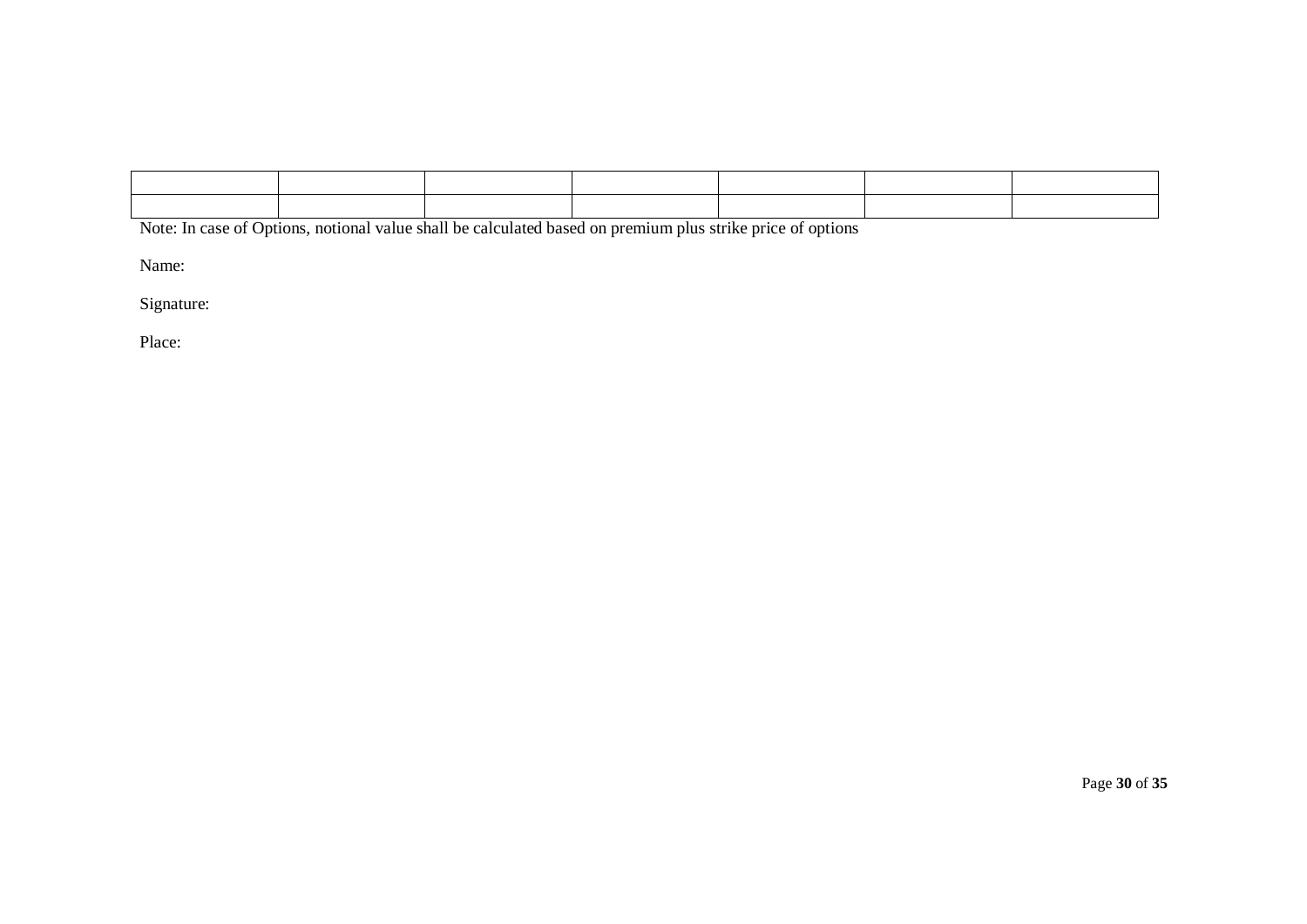| | | | | | | |
|---|---|---|---|---|---|---|
| | | | | | | |
| | | | | | | |

Note: In case of Options, notional value shall be calculated based on premium plus strike price of options

Name:

Signature:

Place: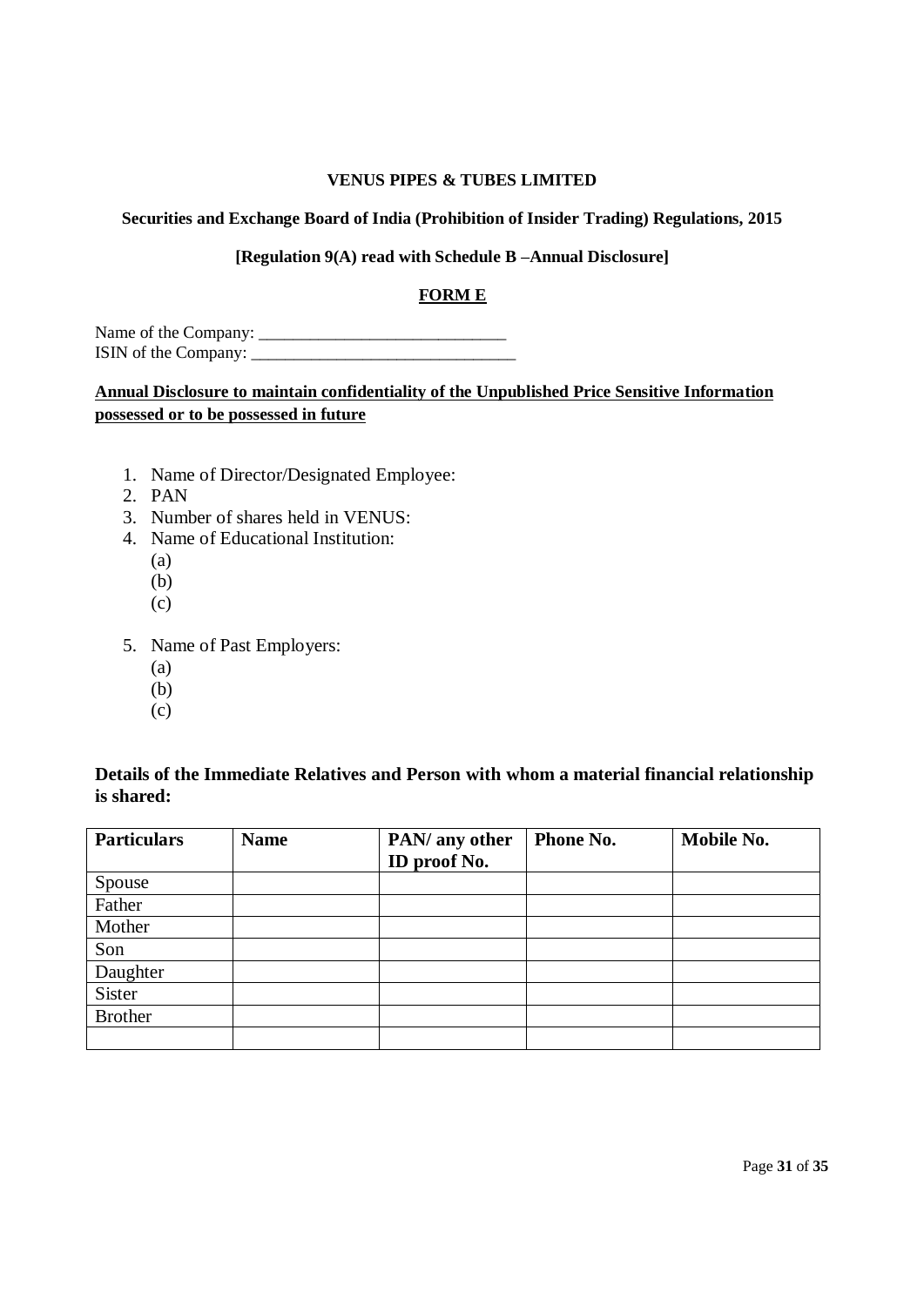**VENUS PIPES & TUBES LIMITED**

**Securities and Exchange Board of India (Prohibition of Insider Trading) Regulations, 2015**

**[Regulation 9(A) read with Schedule B –Annual Disclosure]**

**FORM E**

Name of the Company: ______________________________
ISIN of the Company: ________________________________

**Annual Disclosure to maintain confidentiality of the Unpublished Price Sensitive Information possessed or to be possessed in future**

1. Name of Director/Designated Employee:
2. PAN
3. Number of shares held in VENUS:
4. Name of Educational Institution:
   (a)
   (b)
   (c)
5. Name of Past Employers:
   (a)
   (b)
   (c)

**Details of the Immediate Relatives and Person with whom a material financial relationship is shared:**

| Particulars | Name | PAN/ any other ID proof No. | Phone No. | Mobile No. |
|---|---|---|---|---|
| Spouse | | | | |
| Father | | | | |
| Mother | | | | |
| Son | | | | |
| Daughter | | | | |
| Sister | | | | |
| Brother | | | | |
| | | | | |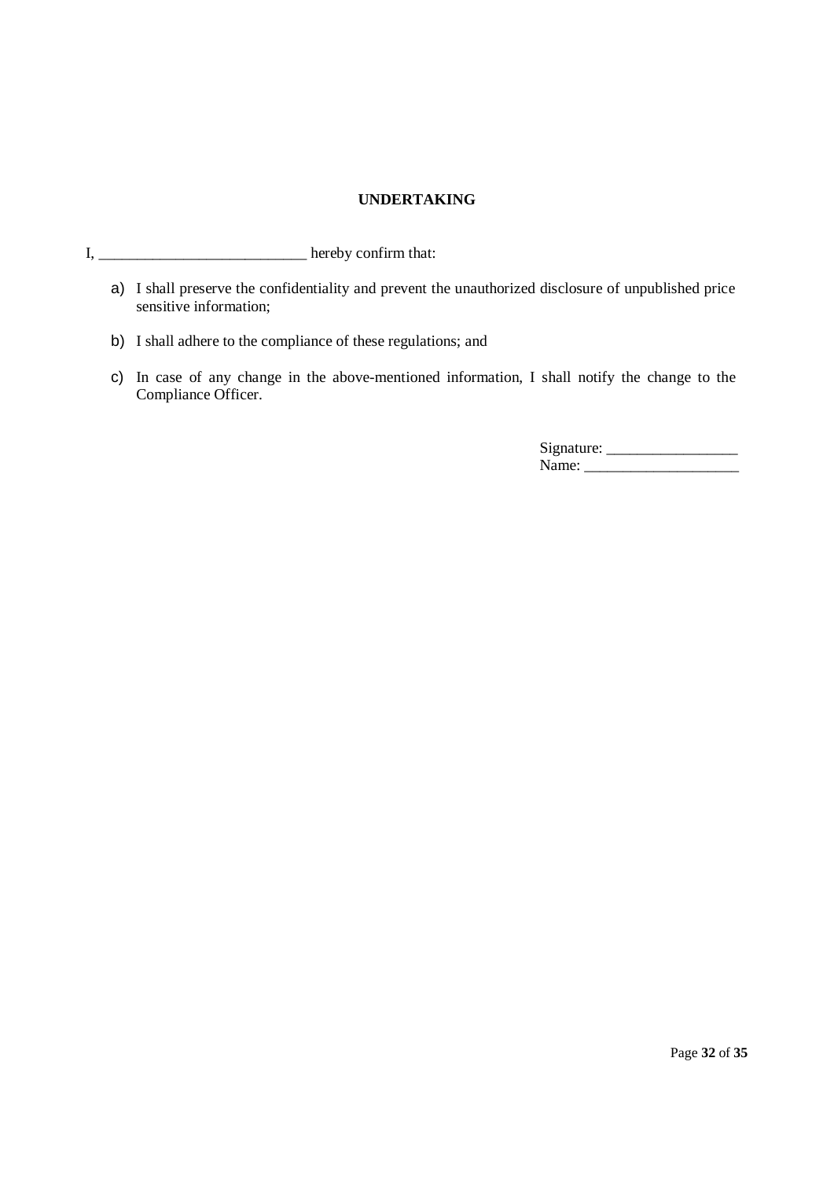**UNDERTAKING**

I, ___________________________ hereby confirm that:

a) I shall preserve the confidentiality and prevent the unauthorized disclosure of unpublished price sensitive information;

b) I shall adhere to the compliance of these regulations; and

c) In case of any change in the above-mentioned information, I shall notify the change to the Compliance Officer.

Signature: _________________
Name: ____________________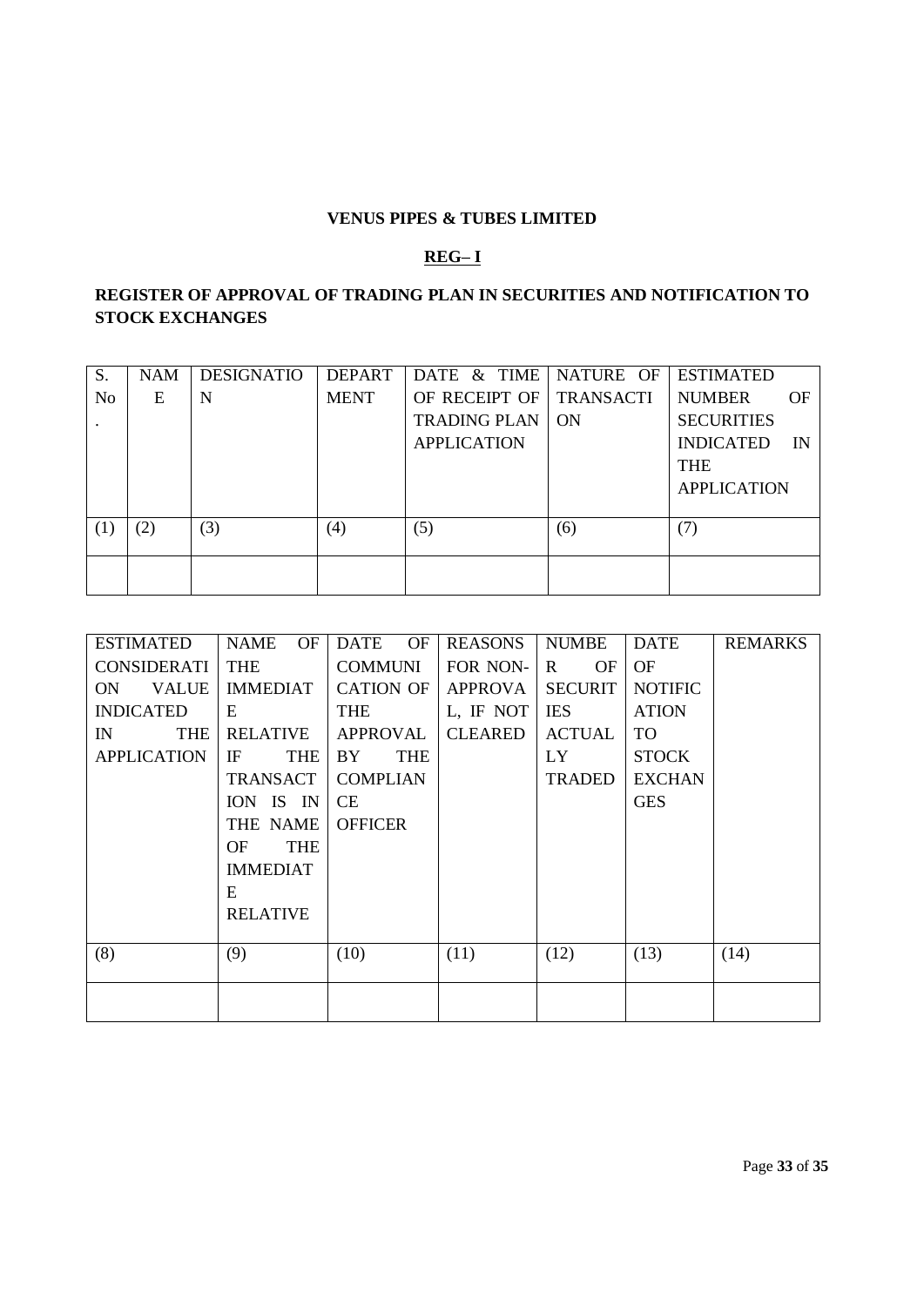**VENUS PIPES & TUBES LIMITED**

**REG– I**

**REGISTER OF APPROVAL OF TRADING PLAN IN SECURITIES AND NOTIFICATION TO STOCK EXCHANGES**

| S. No. | NAME | DESIGNATION | DEPARTMENT | DATE & TIME OF RECEIPT OF TRADING PLAN APPLICATION | NATURE OF TRANSACTION | ESTIMATED NUMBER OF SECURITIES INDICATED IN THE APPLICATION |
|---|---|---|---|---|---|---|
| (1) | (2) | (3) | (4) | (5) | (6) | (7) |
| | | | | | | |

| ESTIMATED CONSIDERATION VALUE INDICATED IN THE APPLICATION | NAME OF THE IMMEDIATE RELATIVE IF THE TRANSACTION IS IN THE NAME OF THE IMMEDIATE RELATIVE | DATE OF COMMUNICATION OF THE APPROVAL BY THE COMPLIANCE OFFICER | REASONS FOR NON-APPROVAL, IF NOT CLEARED | NUMBER OF SECURITIES ACTUALLY TRADED | DATE OF NOTIFICATION TO STOCK EXCHANGES | REMARKS |
|---|---|---|---|---|---|---|
| (8) | (9) | (10) | (11) | (12) | (13) | (14) |
| | | | | | | |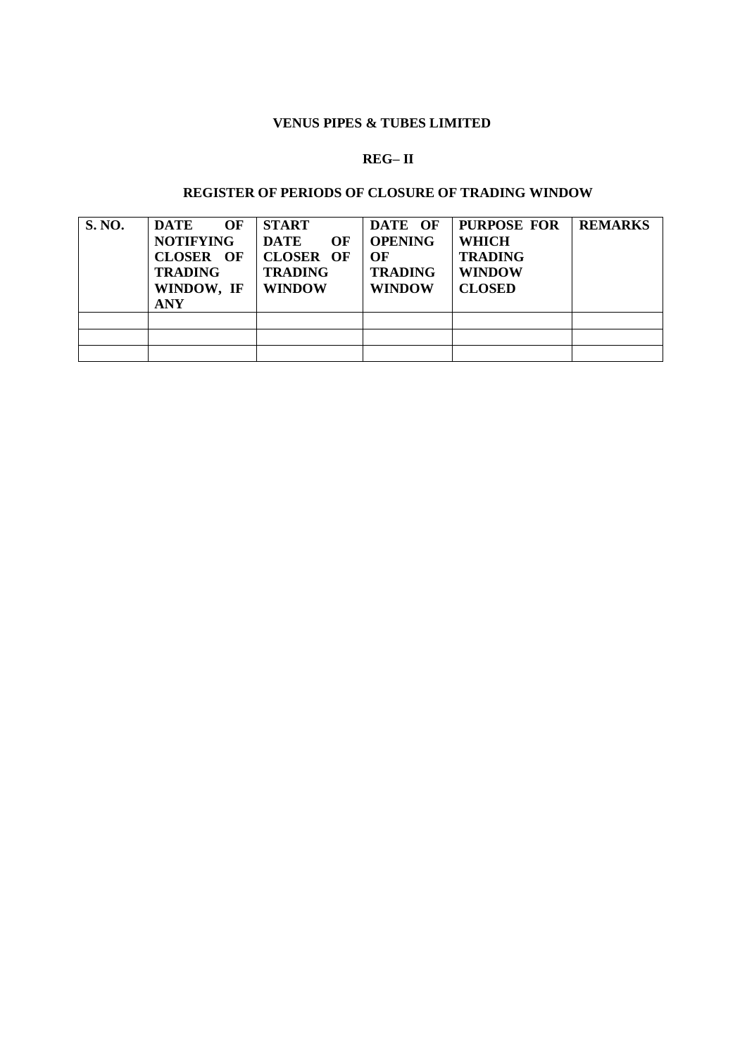**VENUS PIPES & TUBES LIMITED**

**REG– II**

**REGISTER OF PERIODS OF CLOSURE OF TRADING WINDOW**

| S. NO. | DATE OF NOTIFYING CLOSER OF TRADING WINDOW, IF ANY | START DATE OF CLOSER OF TRADING WINDOW | DATE OF OPENING OF TRADING WINDOW | PURPOSE FOR WHICH TRADING WINDOW CLOSED | REMARKS |
|---|---|---|---|---|---|
| | | | | | |
| | | | | | |
| | | | | | |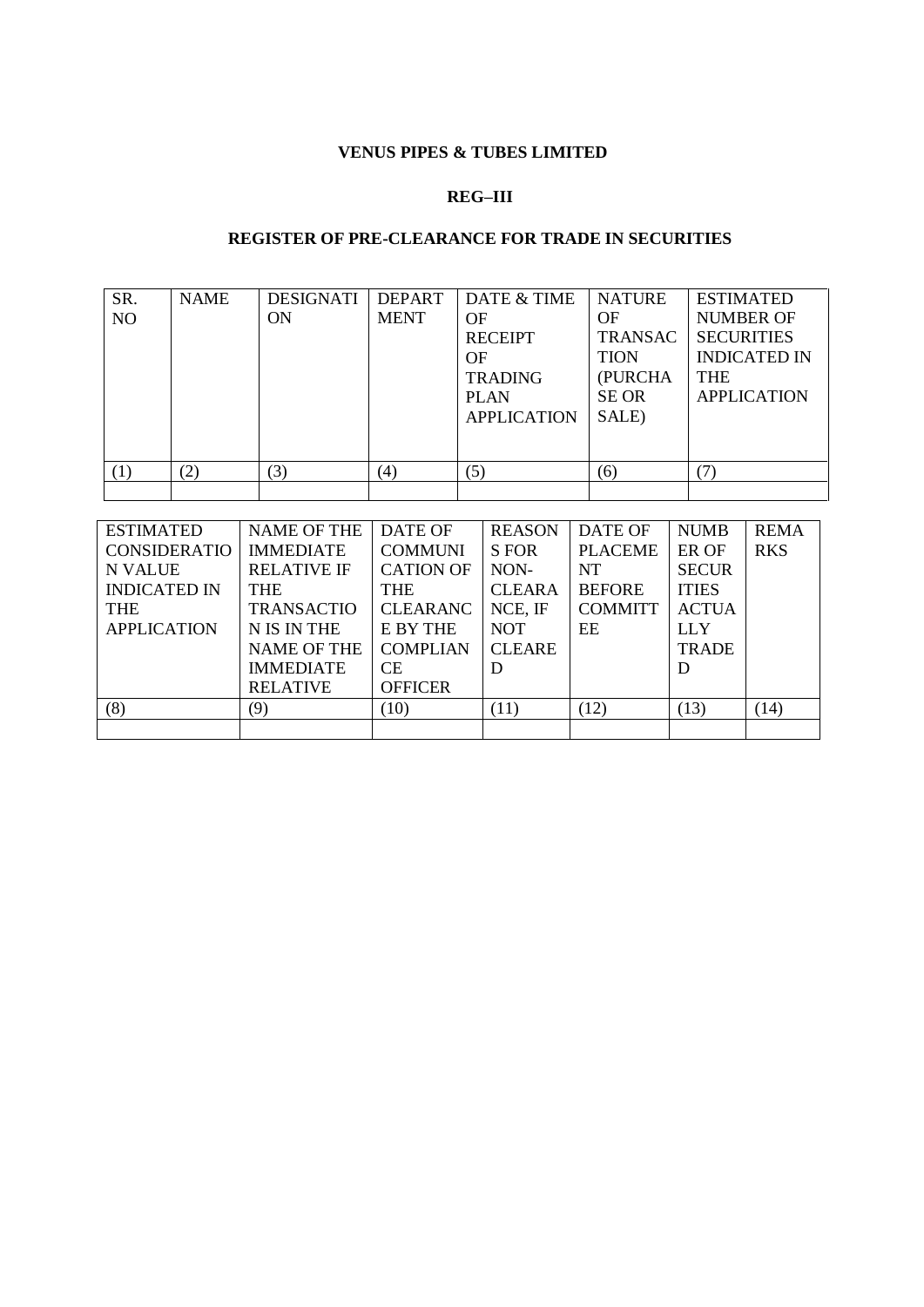**VENUS PIPES & TUBES LIMITED**

**REG–III**

**REGISTER OF PRE-CLEARANCE FOR TRADE IN SECURITIES**

| SR. NO | NAME | DESIGNATION | DEPARTMENT | DATE & TIME OF RECEIPT OF TRADING PLAN APPLICATION | NATURE OF TRANSACTION (PURCHASE OR SALE) | ESTIMATED NUMBER OF SECURITIES INDICATED IN THE APPLICATION |
|---|---|---|---|---|---|---|
| (1) | (2) | (3) | (4) | (5) | (6) | (7) |
| | | | | | | |

| ESTIMATED CONSIDERATION VALUE INDICATED IN THE APPLICATION | NAME OF THE IMMEDIATE RELATIVE IF THE TRANSACTION IS IN THE NAME OF THE IMMEDIATE RELATIVE | DATE OF COMMUNICATION OF THE CLEARANCE BY THE COMPLIANCE OFFICER | REASONS FOR NON-CLEARANCE, IF NOT CLEARED | DATE OF PLACEMENT BEFORE COMMITTEE | NUMBER OF SECURITIES ACTUALLY TRADED | REMARKS |
|---|---|---|---|---|---|---|
| (8) | (9) | (10) | (11) | (12) | (13) | (14) |
| | | | | | | |